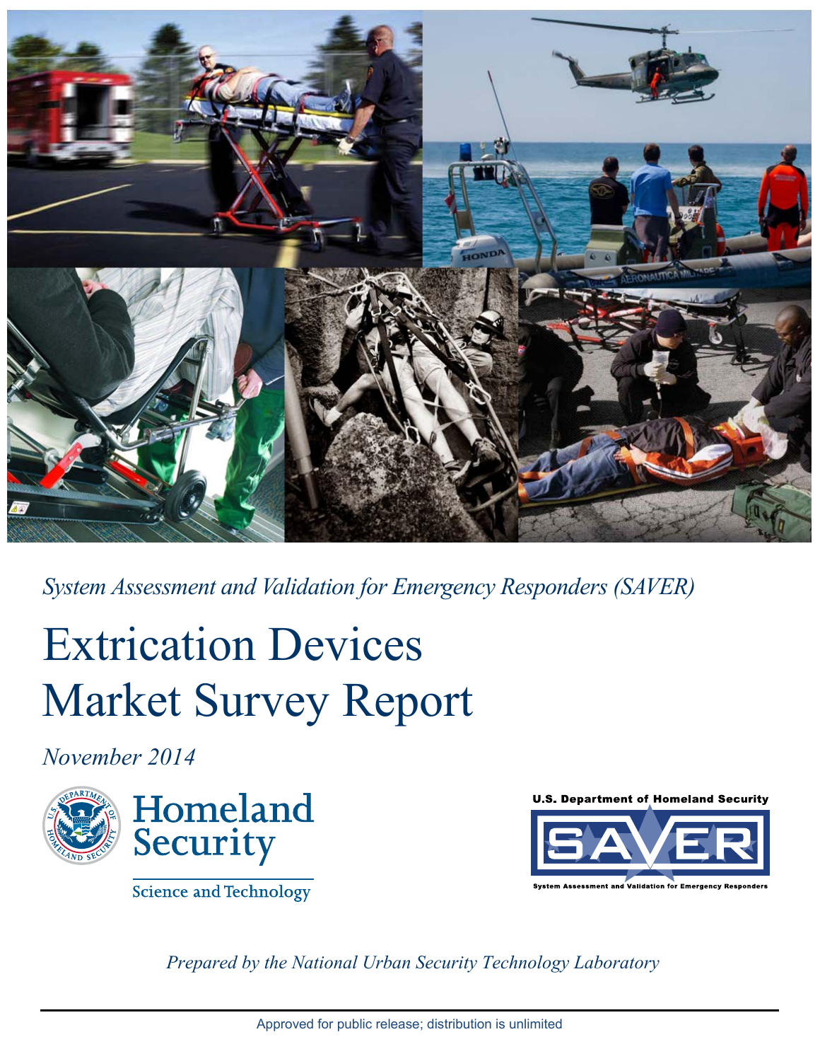*System Assessment and Validation for Emergency Responders (SAVER)*

# Extrication Devices Market Survey Report

*November 2014*

Homeland Security

Science and Technology

U.S. Department of Homeland Security

SAVER

System Assessment and Validation for Emergency Responders

*Prepared by the National Urban Security Technology Laboratory*

Approved for public release; distribution is unlimited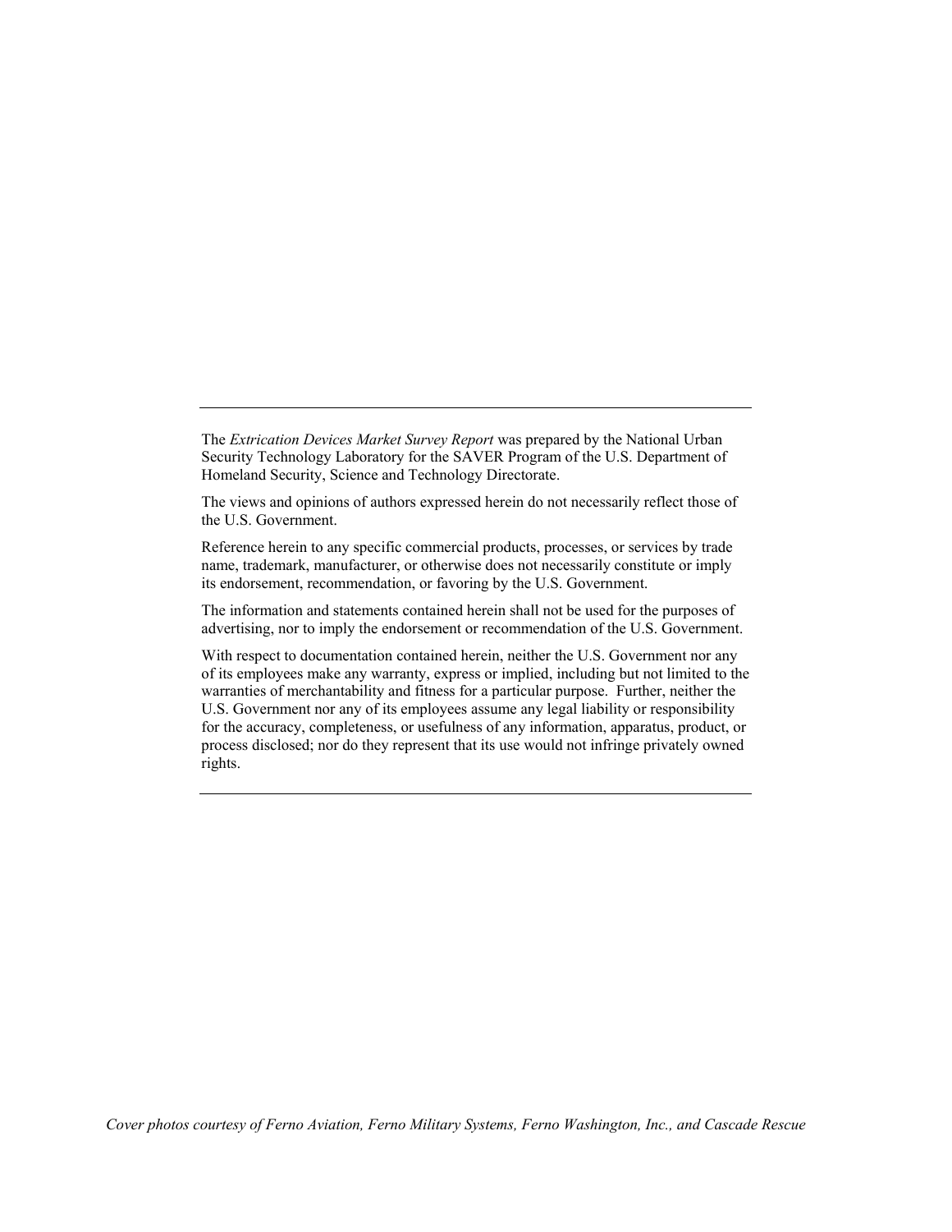---

The *Extrication Devices Market Survey Report* was prepared by the National Urban Security Technology Laboratory for the SAVER Program of the U.S. Department of Homeland Security, Science and Technology Directorate.

The views and opinions of authors expressed herein do not necessarily reflect those of the U.S. Government.

Reference herein to any specific commercial products, processes, or services by trade name, trademark, manufacturer, or otherwise does not necessarily constitute or imply its endorsement, recommendation, or favoring by the U.S. Government.

The information and statements contained herein shall not be used for the purposes of advertising, nor to imply the endorsement or recommendation of the U.S. Government.

With respect to documentation contained herein, neither the U.S. Government nor any of its employees make any warranty, express or implied, including but not limited to the warranties of merchantability and fitness for a particular purpose. Further, neither the U.S. Government nor any of its employees assume any legal liability or responsibility for the accuracy, completeness, or usefulness of any information, apparatus, product, or process disclosed; nor do they represent that its use would not infringe privately owned rights.

---

*Cover photos courtesy of Ferno Aviation, Ferno Military Systems, Ferno Washington, Inc., and Cascade Rescue*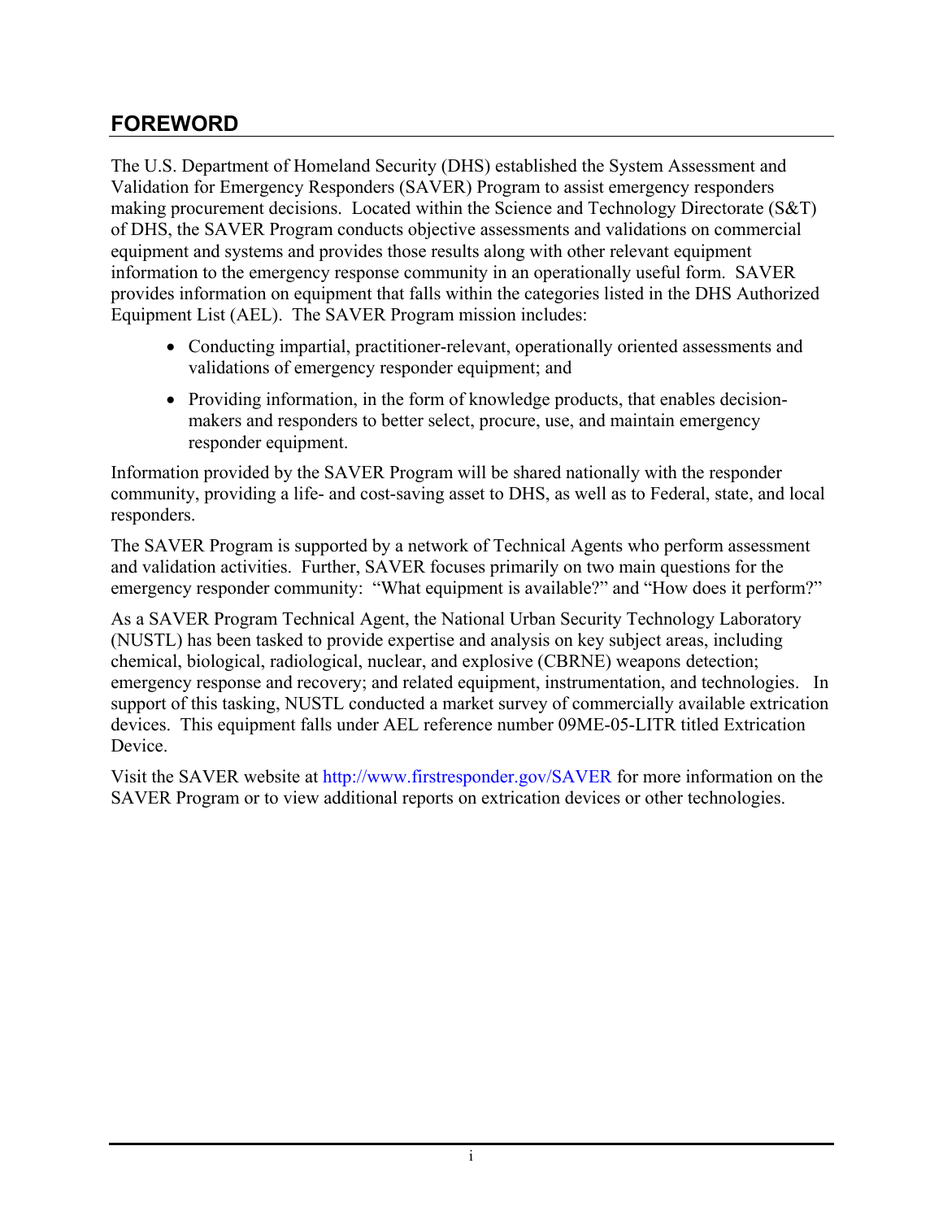## FOREWORD

The U.S. Department of Homeland Security (DHS) established the System Assessment and Validation for Emergency Responders (SAVER) Program to assist emergency responders making procurement decisions. Located within the Science and Technology Directorate (S&T) of DHS, the SAVER Program conducts objective assessments and validations on commercial equipment and systems and provides those results along with other relevant equipment information to the emergency response community in an operationally useful form. SAVER provides information on equipment that falls within the categories listed in the DHS Authorized Equipment List (AEL). The SAVER Program mission includes:

- Conducting impartial, practitioner-relevant, operationally oriented assessments and validations of emergency responder equipment; and
- Providing information, in the form of knowledge products, that enables decision-makers and responders to better select, procure, use, and maintain emergency responder equipment.

Information provided by the SAVER Program will be shared nationally with the responder community, providing a life- and cost-saving asset to DHS, as well as to Federal, state, and local responders.

The SAVER Program is supported by a network of Technical Agents who perform assessment and validation activities. Further, SAVER focuses primarily on two main questions for the emergency responder community: "What equipment is available?" and "How does it perform?"

As a SAVER Program Technical Agent, the National Urban Security Technology Laboratory (NUSTL) has been tasked to provide expertise and analysis on key subject areas, including chemical, biological, radiological, nuclear, and explosive (CBRNE) weapons detection; emergency response and recovery; and related equipment, instrumentation, and technologies. In support of this tasking, NUSTL conducted a market survey of commercially available extrication devices. This equipment falls under AEL reference number 09ME-05-LITR titled Extrication Device.

Visit the SAVER website at http://www.firstresponder.gov/SAVER for more information on the SAVER Program or to view additional reports on extrication devices or other technologies.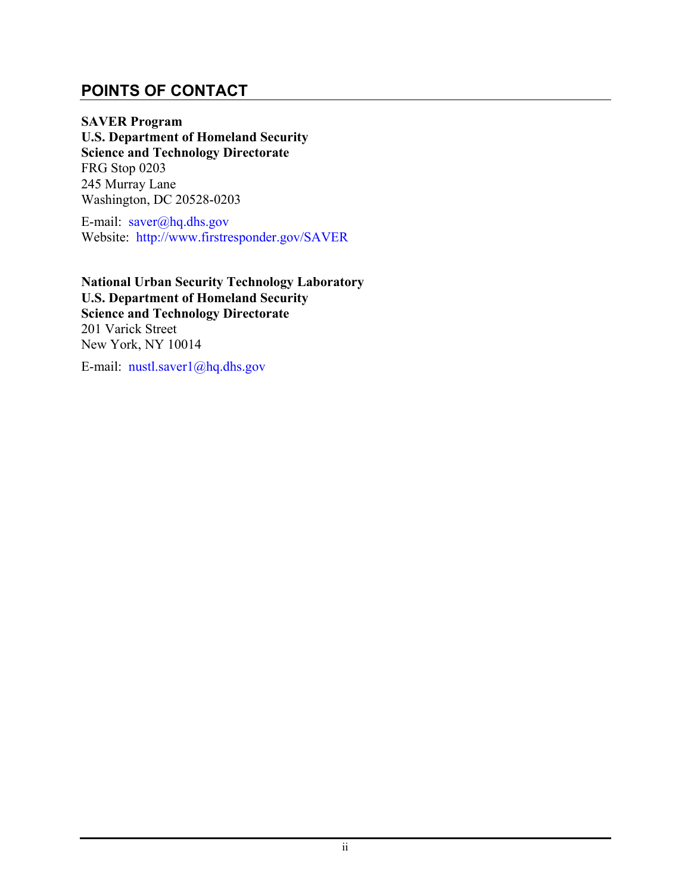## POINTS OF CONTACT

**SAVER Program**
**U.S. Department of Homeland Security**
**Science and Technology Directorate**
FRG Stop 0203
245 Murray Lane
Washington, DC 20528-0203

E-mail: saver@hq.dhs.gov
Website: http://www.firstresponder.gov/SAVER

**National Urban Security Technology Laboratory**
**U.S. Department of Homeland Security**
**Science and Technology Directorate**
201 Varick Street
New York, NY 10014

E-mail: nustl.saver1@hq.dhs.gov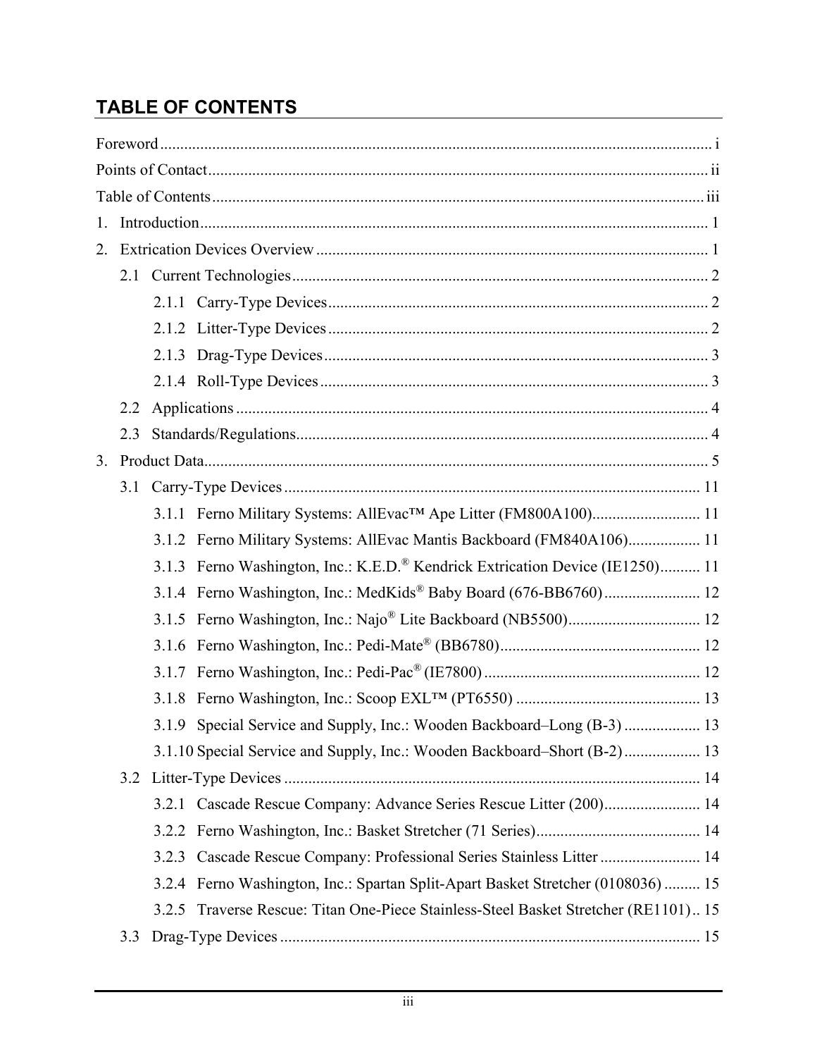## TABLE OF CONTENTS

Foreword ........................................................................................................................... i

Points of Contact ............................................................................................................. ii

Table of Contents ............................................................................................................ iii

1. Introduction ................................................................................................................ 1

2. Extrication Devices Overview .................................................................................... 1

   2.1 Current Technologies ............................................................................................ 2

      2.1.1 Carry-Type Devices ......................................................................................... 2

      2.1.2 Litter-Type Devices ......................................................................................... 2

      2.1.3 Drag-Type Devices .......................................................................................... 3

      2.1.4 Roll-Type Devices ........................................................................................... 3

   2.2 Applications .......................................................................................................... 4

   2.3 Standards/Regulations ........................................................................................... 4

3. Product Data ............................................................................................................... 5

   3.1 Carry-Type Devices ............................................................................................. 11

      3.1.1 Ferno Military Systems: AllEvac™ Ape Litter (FM800A100) ........................ 11

      3.1.2 Ferno Military Systems: AllEvac Mantis Backboard (FM840A106) ............... 11

      3.1.3 Ferno Washington, Inc.: K.E.D.® Kendrick Extrication Device (IE1250) .......... 11

      3.1.4 Ferno Washington, Inc.: MedKids® Baby Board (676-BB6760) ....................... 12

      3.1.5 Ferno Washington, Inc.: Najo® Lite Backboard (NB5500) ................................ 12

      3.1.6 Ferno Washington, Inc.: Pedi-Mate® (BB6780) ................................................. 12

      3.1.7 Ferno Washington, Inc.: Pedi-Pac® (IE7800) ..................................................... 12

      3.1.8 Ferno Washington, Inc.: Scoop EXL™ (PT6550) ............................................ 13

      3.1.9 Special Service and Supply, Inc.: Wooden Backboard–Long (B-3) .................. 13

      3.1.10 Special Service and Supply, Inc.: Wooden Backboard–Short (B-2) ................. 13

   3.2 Litter-Type Devices ............................................................................................. 14

      3.2.1 Cascade Rescue Company: Advance Series Rescue Litter (200) ....................... 14

      3.2.2 Ferno Washington, Inc.: Basket Stretcher (71 Series) ........................................ 14

      3.2.3 Cascade Rescue Company: Professional Series Stainless Litter ........................ 14

      3.2.4 Ferno Washington, Inc.: Spartan Split-Apart Basket Stretcher (0108036) ......... 15

      3.2.5 Traverse Rescue: Titan One-Piece Stainless-Steel Basket Stretcher (RE1101) .. 15

   3.3 Drag-Type Devices ............................................................................................... 15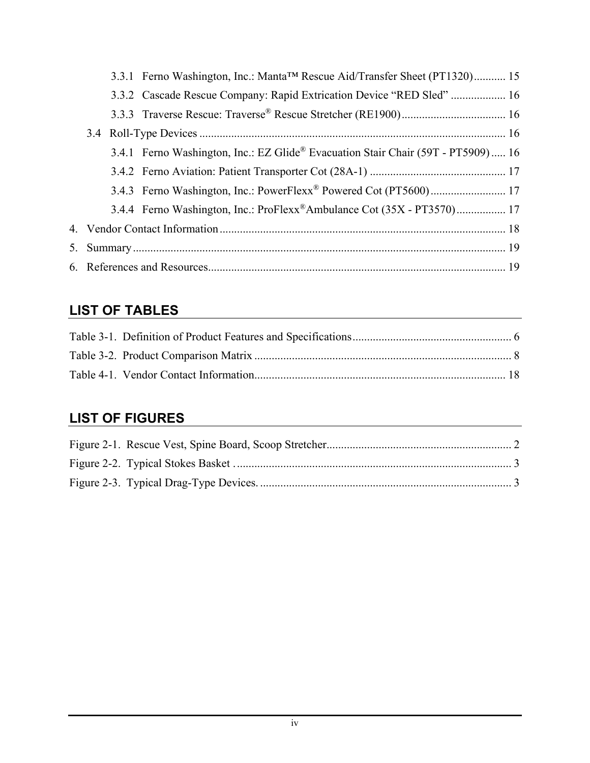3.3.1 Ferno Washington, Inc.: Manta™ Rescue Aid/Transfer Sheet (PT1320) ........... 15

3.3.2 Cascade Rescue Company: Rapid Extrication Device “RED Sled” ................... 16

3.3.3 Traverse Rescue: Traverse® Rescue Stretcher (RE1900) .................................... 16

3.4 Roll-Type Devices ......................................................................................................... 16

3.4.1 Ferno Washington, Inc.: EZ Glide® Evacuation Stair Chair (59T - PT5909) ..... 16

3.4.2 Ferno Aviation: Patient Transporter Cot (28A-1) ............................................... 17

3.4.3 Ferno Washington, Inc.: PowerFlexx® Powered Cot (PT5600) .......................... 17

3.4.4 Ferno Washington, Inc.: ProFlexx® Ambulance Cot (35X - PT3570) ................. 17

4. Vendor Contact Information .................................................................................................. 18

5. Summary ................................................................................................................................ 19

6. References and Resources ...................................................................................................... 19

## LIST OF TABLES

Table 3-1. Definition of Product Features and Specifications ....................................................... 6

Table 3-2. Product Comparison Matrix ......................................................................................... 8

Table 4-1. Vendor Contact Information ....................................................................................... 18

## LIST OF FIGURES

Figure 2-1. Rescue Vest, Spine Board, Scoop Stretcher ................................................................ 2

Figure 2-2. Typical Stokes Basket ................................................................................................ 3

Figure 2-3. Typical Drag-Type Devices. ....................................................................................... 3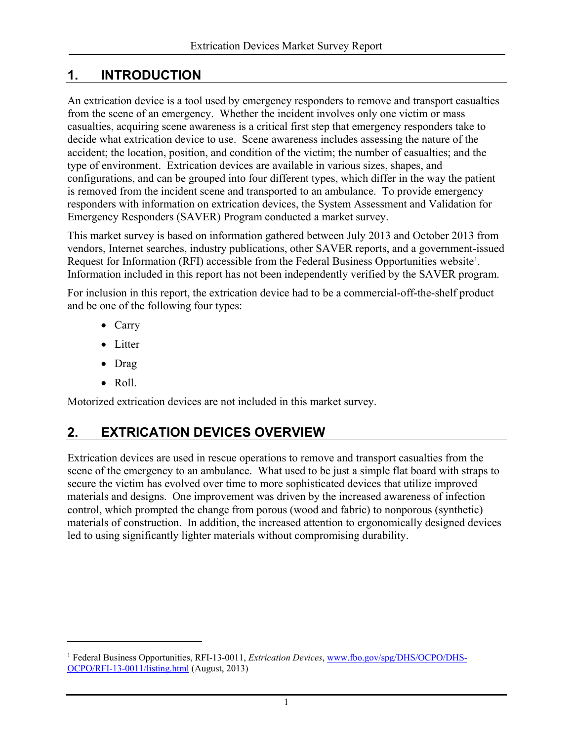## 1. INTRODUCTION

An extrication device is a tool used by emergency responders to remove and transport casualties from the scene of an emergency. Whether the incident involves only one victim or mass casualties, acquiring scene awareness is a critical first step that emergency responders take to decide what extrication device to use. Scene awareness includes assessing the nature of the accident; the location, position, and condition of the victim; the number of casualties; and the type of environment. Extrication devices are available in various sizes, shapes, and configurations, and can be grouped into four different types, which differ in the way the patient is removed from the incident scene and transported to an ambulance. To provide emergency responders with information on extrication devices, the System Assessment and Validation for Emergency Responders (SAVER) Program conducted a market survey.

This market survey is based on information gathered between July 2013 and October 2013 from vendors, Internet searches, industry publications, other SAVER reports, and a government-issued Request for Information (RFI) accessible from the Federal Business Opportunities website[1]. Information included in this report has not been independently verified by the SAVER program.

For inclusion in this report, the extrication device had to be a commercial-off-the-shelf product and be one of the following four types:

- Carry
- Litter
- Drag
- Roll.

Motorized extrication devices are not included in this market survey.

## 2. EXTRICATION DEVICES OVERVIEW

Extrication devices are used in rescue operations to remove and transport casualties from the scene of the emergency to an ambulance. What used to be just a simple flat board with straps to secure the victim has evolved over time to more sophisticated devices that utilize improved materials and designs. One improvement was driven by the increased awareness of infection control, which prompted the change from porous (wood and fabric) to nonporous (synthetic) materials of construction. In addition, the increased attention to ergonomically designed devices led to using significantly lighter materials without compromising durability.

[1] Federal Business Opportunities, RFI-13-0011, *Extrication Devices*, www.fbo.gov/spg/DHS/OCPO/DHS-OCPO/RFI-13-0011/listing.html (August, 2013)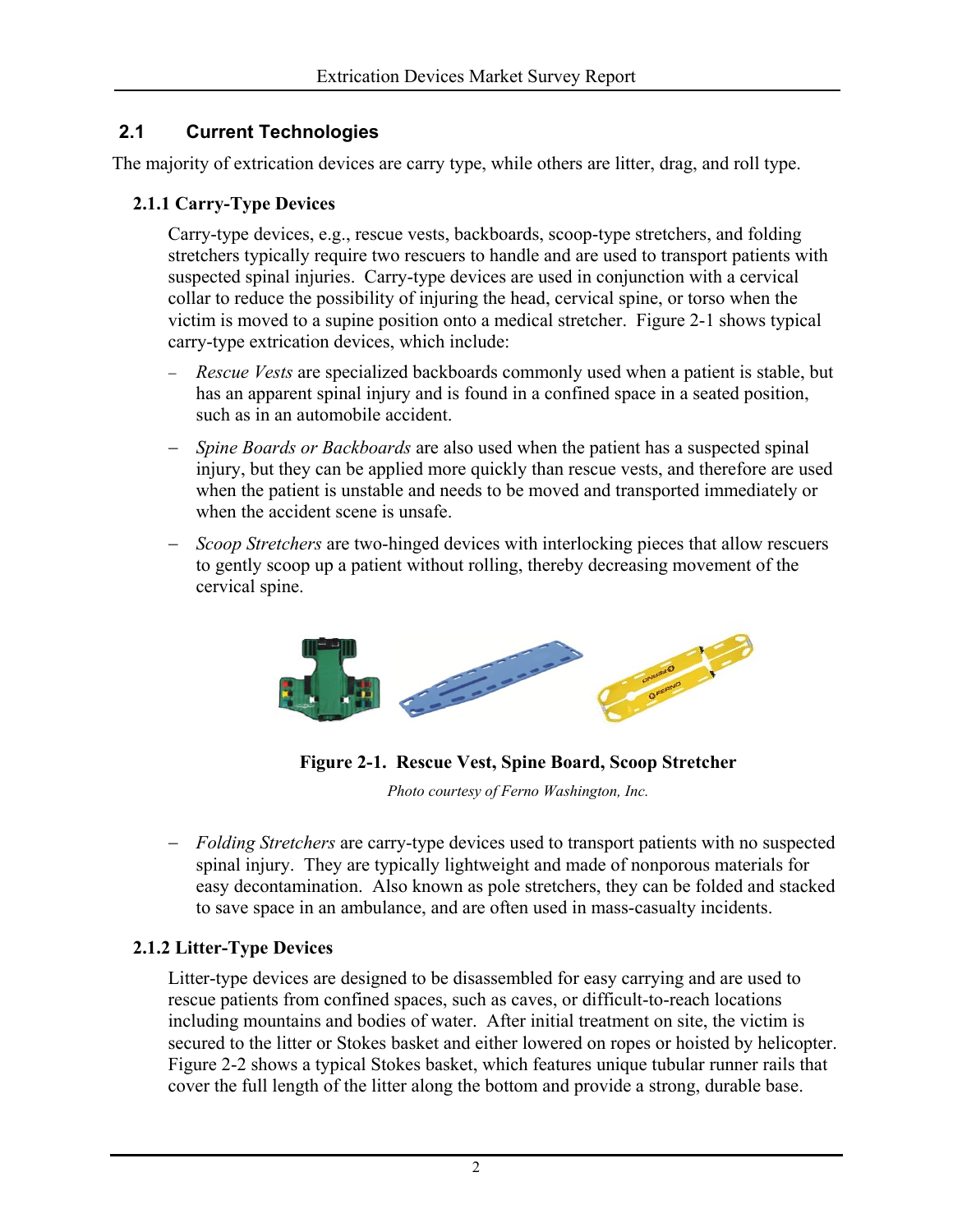## 2.1 Current Technologies

The majority of extrication devices are carry type, while others are litter, drag, and roll type.

### 2.1.1 Carry-Type Devices

Carry-type devices, e.g., rescue vests, backboards, scoop-type stretchers, and folding stretchers typically require two rescuers to handle and are used to transport patients with suspected spinal injuries. Carry-type devices are used in conjunction with a cervical collar to reduce the possibility of injuring the head, cervical spine, or torso when the victim is moved to a supine position onto a medical stretcher. Figure 2-1 shows typical carry-type extrication devices, which include:

- *Rescue Vests* are specialized backboards commonly used when a patient is stable, but has an apparent spinal injury and is found in a confined space in a seated position, such as in an automobile accident.
- *Spine Boards or Backboards* are also used when the patient has a suspected spinal injury, but they can be applied more quickly than rescue vests, and therefore are used when the patient is unstable and needs to be moved and transported immediately or when the accident scene is unsafe.
- *Scoop Stretchers* are two-hinged devices with interlocking pieces that allow rescuers to gently scoop up a patient without rolling, thereby decreasing movement of the cervical spine.

**Figure 2-1. Rescue Vest, Spine Board, Scoop Stretcher**

*Photo courtesy of Ferno Washington, Inc.*

- *Folding Stretchers* are carry-type devices used to transport patients with no suspected spinal injury. They are typically lightweight and made of nonporous materials for easy decontamination. Also known as pole stretchers, they can be folded and stacked to save space in an ambulance, and are often used in mass-casualty incidents.

### 2.1.2 Litter-Type Devices

Litter-type devices are designed to be disassembled for easy carrying and are used to rescue patients from confined spaces, such as caves, or difficult-to-reach locations including mountains and bodies of water. After initial treatment on site, the victim is secured to the litter or Stokes basket and either lowered on ropes or hoisted by helicopter. Figure 2-2 shows a typical Stokes basket, which features unique tubular runner rails that cover the full length of the litter along the bottom and provide a strong, durable base.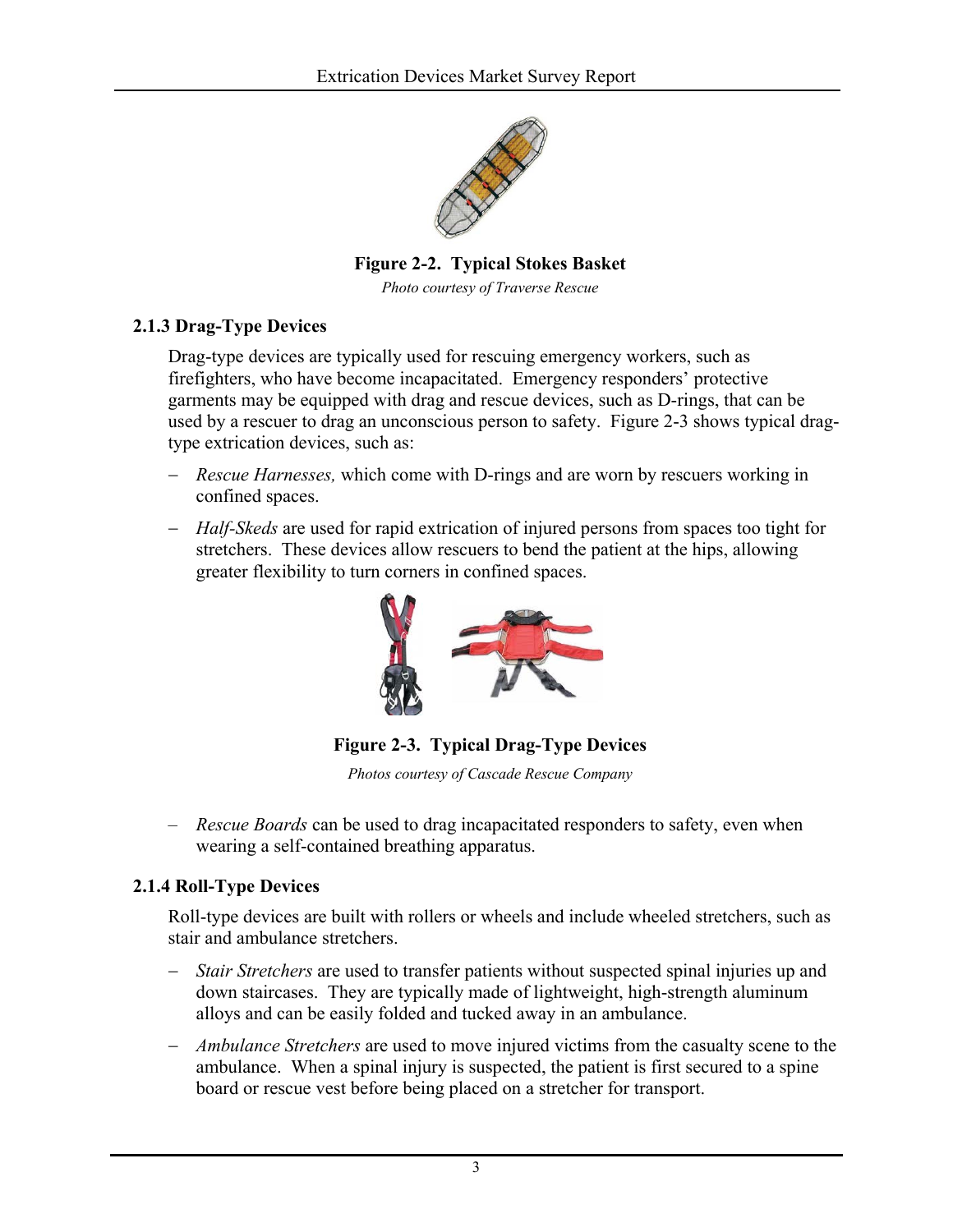**Figure 2-2. Typical Stokes Basket**

*Photo courtesy of Traverse Rescue*

### 2.1.3 Drag-Type Devices

Drag-type devices are typically used for rescuing emergency workers, such as firefighters, who have become incapacitated. Emergency responders' protective garments may be equipped with drag and rescue devices, such as D-rings, that can be used by a rescuer to drag an unconscious person to safety. Figure 2-3 shows typical drag-type extrication devices, such as:

- *Rescue Harnesses,* which come with D-rings and are worn by rescuers working in confined spaces.
- *Half-Skeds* are used for rapid extrication of injured persons from spaces too tight for stretchers. These devices allow rescuers to bend the patient at the hips, allowing greater flexibility to turn corners in confined spaces.

**Figure 2-3. Typical Drag-Type Devices**

*Photos courtesy of Cascade Rescue Company*

- *Rescue Boards* can be used to drag incapacitated responders to safety, even when wearing a self-contained breathing apparatus.

### 2.1.4 Roll-Type Devices

Roll-type devices are built with rollers or wheels and include wheeled stretchers, such as stair and ambulance stretchers.

- *Stair Stretchers* are used to transfer patients without suspected spinal injuries up and down staircases. They are typically made of lightweight, high-strength aluminum alloys and can be easily folded and tucked away in an ambulance.
- *Ambulance Stretchers* are used to move injured victims from the casualty scene to the ambulance. When a spinal injury is suspected, the patient is first secured to a spine board or rescue vest before being placed on a stretcher for transport.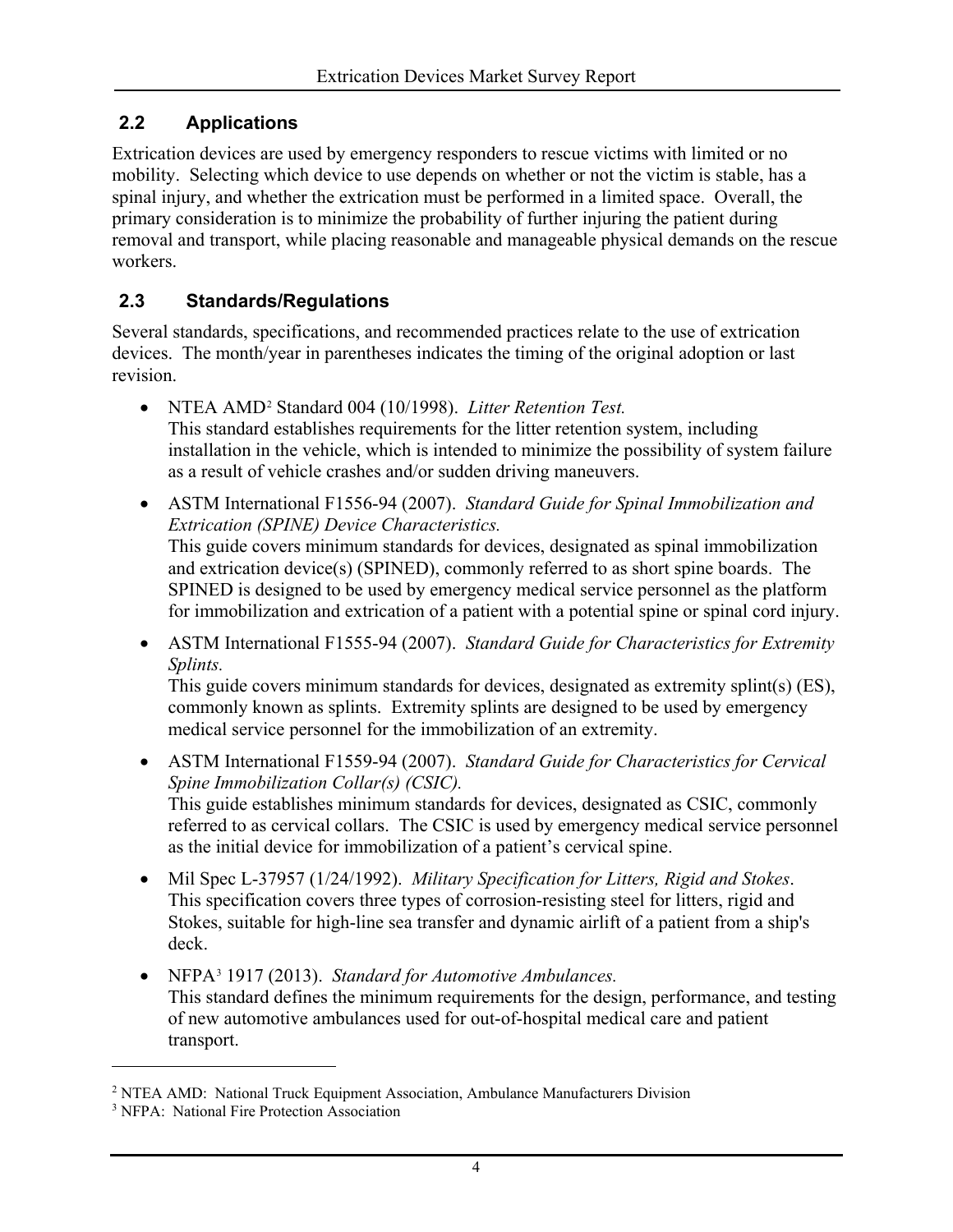## 2.2 Applications

Extrication devices are used by emergency responders to rescue victims with limited or no mobility. Selecting which device to use depends on whether or not the victim is stable, has a spinal injury, and whether the extrication must be performed in a limited space. Overall, the primary consideration is to minimize the probability of further injuring the patient during removal and transport, while placing reasonable and manageable physical demands on the rescue workers.

## 2.3 Standards/Regulations

Several standards, specifications, and recommended practices relate to the use of extrication devices. The month/year in parentheses indicates the timing of the original adoption or last revision.

- NTEA AMD[2] Standard 004 (10/1998). *Litter Retention Test.*
  This standard establishes requirements for the litter retention system, including installation in the vehicle, which is intended to minimize the possibility of system failure as a result of vehicle crashes and/or sudden driving maneuvers.
- ASTM International F1556-94 (2007). *Standard Guide for Spinal Immobilization and Extrication (SPINE) Device Characteristics.*
  This guide covers minimum standards for devices, designated as spinal immobilization and extrication device(s) (SPINED), commonly referred to as short spine boards. The SPINED is designed to be used by emergency medical service personnel as the platform for immobilization and extrication of a patient with a potential spine or spinal cord injury.
- ASTM International F1555-94 (2007). *Standard Guide for Characteristics for Extremity Splints.*
  This guide covers minimum standards for devices, designated as extremity splint(s) (ES), commonly known as splints. Extremity splints are designed to be used by emergency medical service personnel for the immobilization of an extremity.
- ASTM International F1559-94 (2007). *Standard Guide for Characteristics for Cervical Spine Immobilization Collar(s) (CSIC).*
  This guide establishes minimum standards for devices, designated as CSIC, commonly referred to as cervical collars. The CSIC is used by emergency medical service personnel as the initial device for immobilization of a patient's cervical spine.
- Mil Spec L-37957 (1/24/1992). *Military Specification for Litters, Rigid and Stokes*.
  This specification covers three types of corrosion-resisting steel for litters, rigid and Stokes, suitable for high-line sea transfer and dynamic airlift of a patient from a ship's deck.
- NFPA[3] 1917 (2013). *Standard for Automotive Ambulances.*
  This standard defines the minimum requirements for the design, performance, and testing of new automotive ambulances used for out-of-hospital medical care and patient transport.

---

[2] NTEA AMD: National Truck Equipment Association, Ambulance Manufacturers Division

[3] NFPA: National Fire Protection Association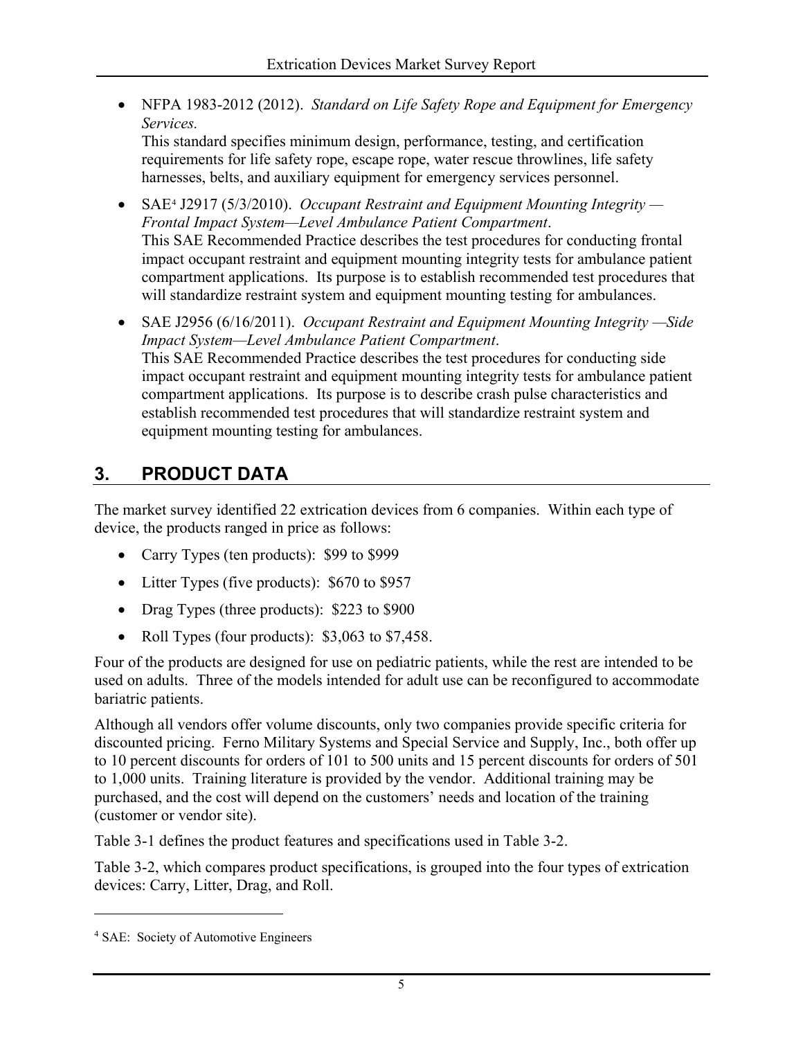- NFPA 1983-2012 (2012). *Standard on Life Safety Rope and Equipment for Emergency Services.*
  This standard specifies minimum design, performance, testing, and certification requirements for life safety rope, escape rope, water rescue throwlines, life safety harnesses, belts, and auxiliary equipment for emergency services personnel.
- SAE[4] J2917 (5/3/2010). *Occupant Restraint and Equipment Mounting Integrity — Frontal Impact System—Level Ambulance Patient Compartment*.
  This SAE Recommended Practice describes the test procedures for conducting frontal impact occupant restraint and equipment mounting integrity tests for ambulance patient compartment applications. Its purpose is to establish recommended test procedures that will standardize restraint system and equipment mounting testing for ambulances.
- SAE J2956 (6/16/2011). *Occupant Restraint and Equipment Mounting Integrity —Side Impact System—Level Ambulance Patient Compartment*.
  This SAE Recommended Practice describes the test procedures for conducting side impact occupant restraint and equipment mounting integrity tests for ambulance patient compartment applications. Its purpose is to describe crash pulse characteristics and establish recommended test procedures that will standardize restraint system and equipment mounting testing for ambulances.

## 3. PRODUCT DATA

The market survey identified 22 extrication devices from 6 companies. Within each type of device, the products ranged in price as follows:

- Carry Types (ten products): $99 to $999
- Litter Types (five products): $670 to $957
- Drag Types (three products): $223 to $900
- Roll Types (four products): $3,063 to $7,458.

Four of the products are designed for use on pediatric patients, while the rest are intended to be used on adults. Three of the models intended for adult use can be reconfigured to accommodate bariatric patients.

Although all vendors offer volume discounts, only two companies provide specific criteria for discounted pricing. Ferno Military Systems and Special Service and Supply, Inc., both offer up to 10 percent discounts for orders of 101 to 500 units and 15 percent discounts for orders of 501 to 1,000 units. Training literature is provided by the vendor. Additional training may be purchased, and the cost will depend on the customers' needs and location of the training (customer or vendor site).

Table 3-1 defines the product features and specifications used in Table 3-2.

Table 3-2, which compares product specifications, is grouped into the four types of extrication devices: Carry, Litter, Drag, and Roll.

[4] SAE: Society of Automotive Engineers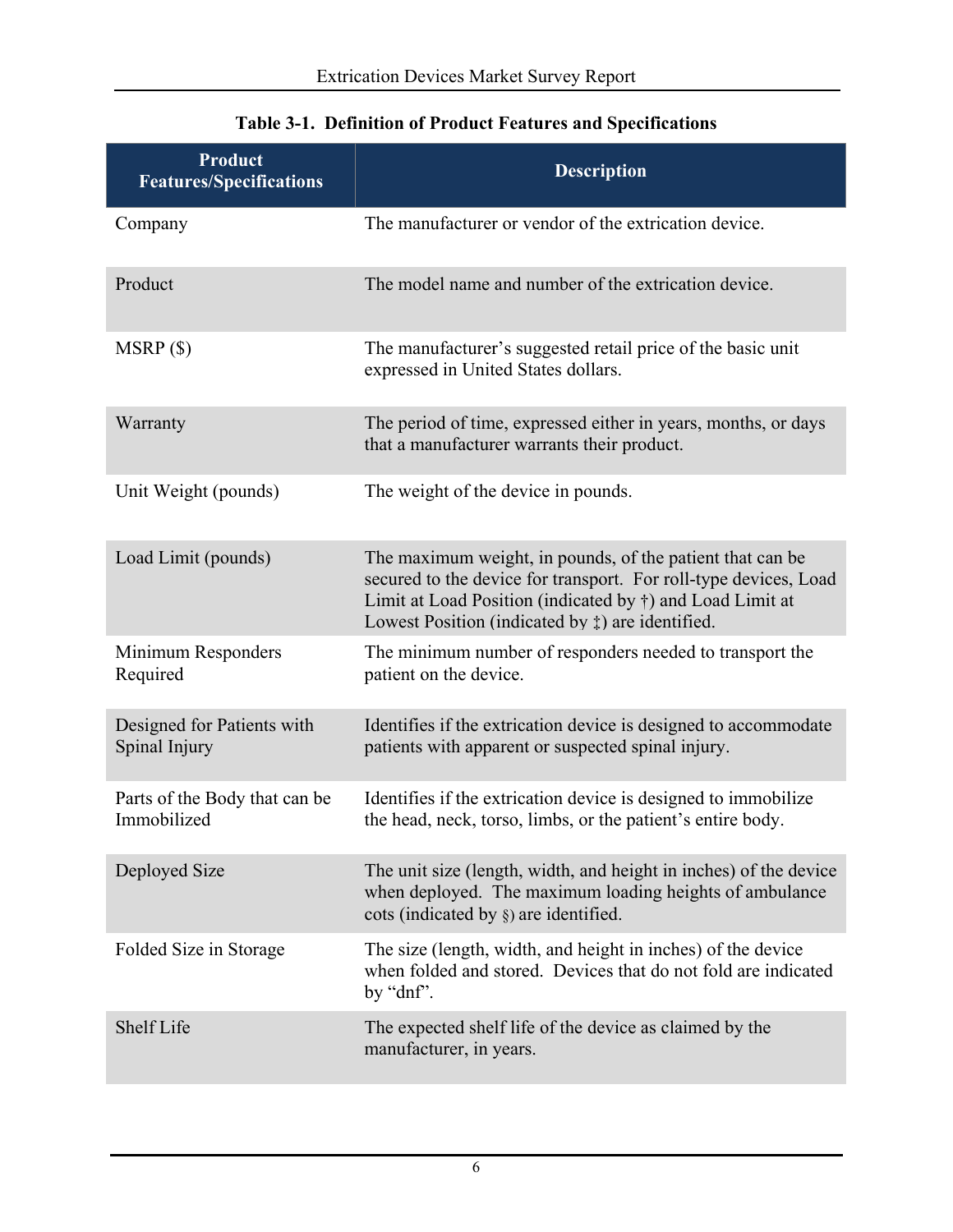**Table 3-1. Definition of Product Features and Specifications**

| Product Features/Specifications | Description |
|---|---|
| Company | The manufacturer or vendor of the extrication device. |
| Product | The model name and number of the extrication device. |
| MSRP ($) | The manufacturer's suggested retail price of the basic unit expressed in United States dollars. |
| Warranty | The period of time, expressed either in years, months, or days that a manufacturer warrants their product. |
| Unit Weight (pounds) | The weight of the device in pounds. |
| Load Limit (pounds) | The maximum weight, in pounds, of the patient that can be secured to the device for transport. For roll-type devices, Load Limit at Load Position (indicated by †) and Load Limit at Lowest Position (indicated by ‡) are identified. |
| Minimum Responders Required | The minimum number of responders needed to transport the patient on the device. |
| Designed for Patients with Spinal Injury | Identifies if the extrication device is designed to accommodate patients with apparent or suspected spinal injury. |
| Parts of the Body that can be Immobilized | Identifies if the extrication device is designed to immobilize the head, neck, torso, limbs, or the patient's entire body. |
| Deployed Size | The unit size (length, width, and height in inches) of the device when deployed. The maximum loading heights of ambulance cots (indicated by §) are identified. |
| Folded Size in Storage | The size (length, width, and height in inches) of the device when folded and stored. Devices that do not fold are indicated by "dnf". |
| Shelf Life | The expected shelf life of the device as claimed by the manufacturer, in years. |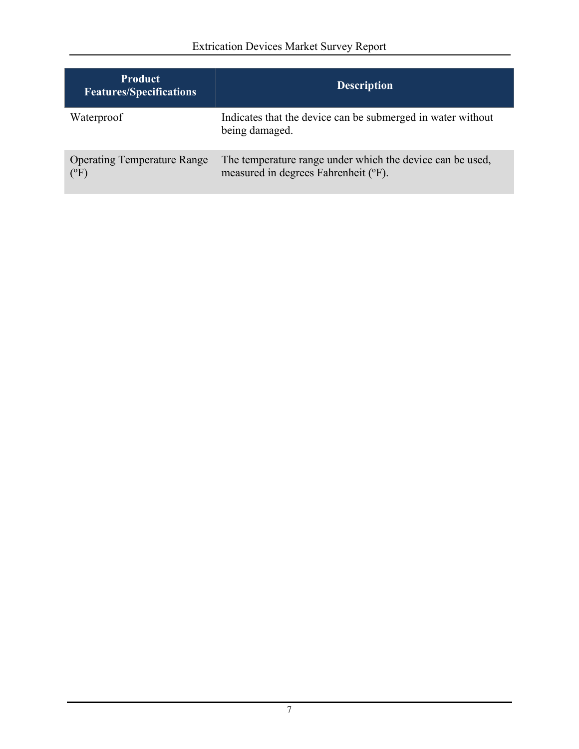| Product Features/Specifications | Description |
| --- | --- |
| Waterproof | Indicates that the device can be submerged in water without being damaged. |
| Operating Temperature Range (ºF) | The temperature range under which the device can be used, measured in degrees Fahrenheit (ºF). |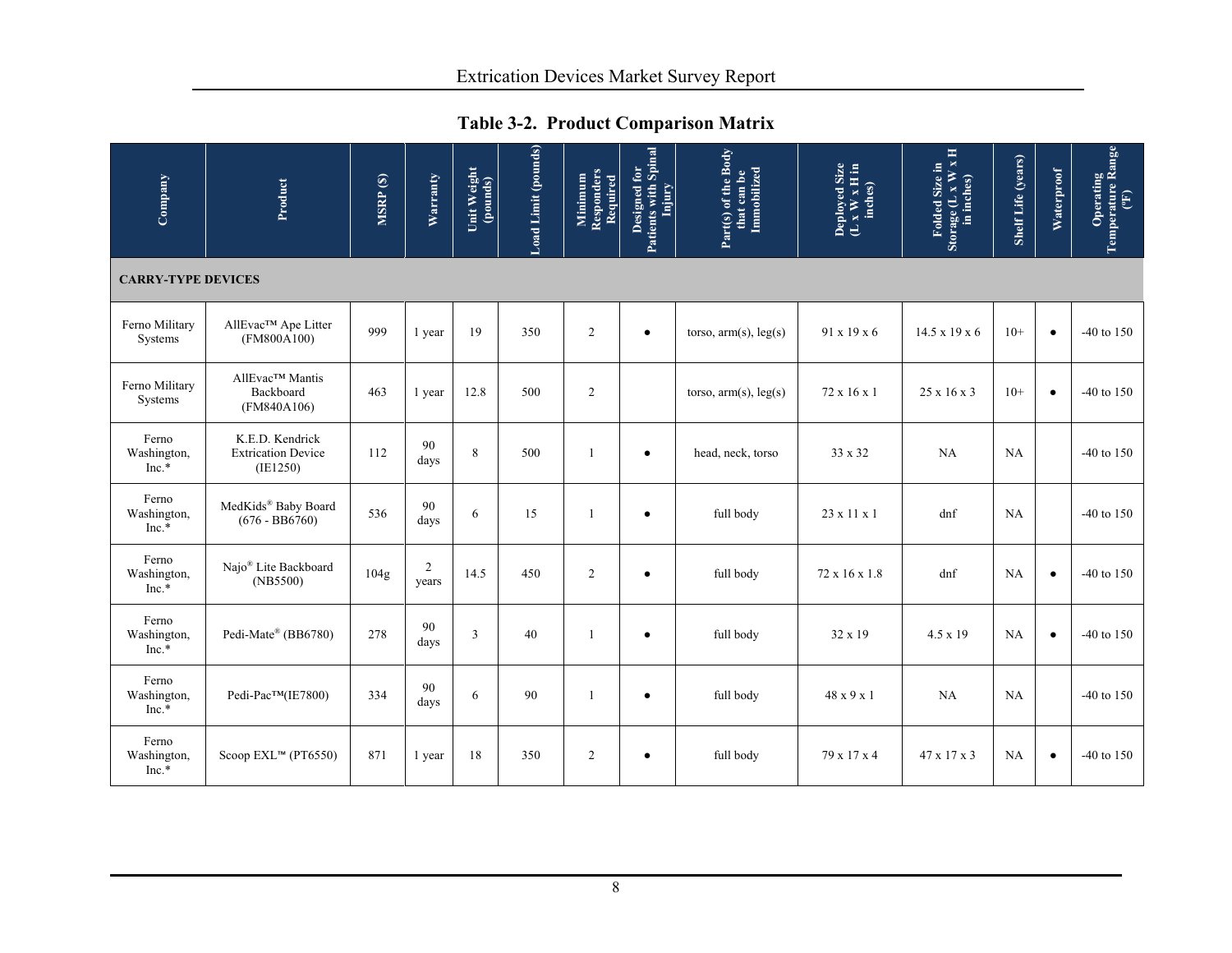**Table 3-2. Product Comparison Matrix**

| Company | Product | MSRP ($) | Warranty | Unit Weight (pounds) | Load Limit (pounds) | Minimum Responders Required | Designed for Patients with Spinal Injury | Part(s) of the Body that can be Immobilized | Deployed Size (L x W x H in inches) | Folded Size in Storage (L x W x H in inches) | Shelf Life (years) | Waterproof | Operating Temperature Range (F) |
|---|---|---|---|---|---|---|---|---|---|---|---|---|---|
| **CARRY-TYPE DEVICES** | | | | | | | | | | | | | |
| Ferno Military Systems | AllEvac™ Ape Litter (FM800A100) | 999 | 1 year | 19 | 350 | 2 | ● | torso, arm(s), leg(s) | 91 x 19 x 6 | 14.5 x 19 x 6 | 10+ | ● | -40 to 150 |
| Ferno Military Systems | AllEvac™ Mantis Backboard (FM840A106) | 463 | 1 year | 12.8 | 500 | 2 | | torso, arm(s), leg(s) | 72 x 16 x 1 | 25 x 16 x 3 | 10+ | ● | -40 to 150 |
| Ferno Washington, Inc.* | K.E.D. Kendrick Extrication Device (IE1250) | 112 | 90 days | 8 | 500 | 1 | ● | head, neck, torso | 33 x 32 | NA | NA | | -40 to 150 |
| Ferno Washington, Inc.* | MedKids® Baby Board (676 - BB6760) | 536 | 90 days | 6 | 15 | 1 | ● | full body | 23 x 11 x 1 | dnf | NA | | -40 to 150 |
| Ferno Washington, Inc.* | Najo® Lite Backboard (NB5500) | 104g | 2 years | 14.5 | 450 | 2 | ● | full body | 72 x 16 x 1.8 | dnf | NA | ● | -40 to 150 |
| Ferno Washington, Inc.* | Pedi-Mate® (BB6780) | 278 | 90 days | 3 | 40 | 1 | ● | full body | 32 x 19 | 4.5 x 19 | NA | ● | -40 to 150 |
| Ferno Washington, Inc.* | Pedi-Pac™(IE7800) | 334 | 90 days | 6 | 90 | 1 | ● | full body | 48 x 9 x 1 | NA | NA | | -40 to 150 |
| Ferno Washington, Inc.* | Scoop EXL™ (PT6550) | 871 | 1 year | 18 | 350 | 2 | ● | full body | 79 x 17 x 4 | 47 x 17 x 3 | NA | ● | -40 to 150 |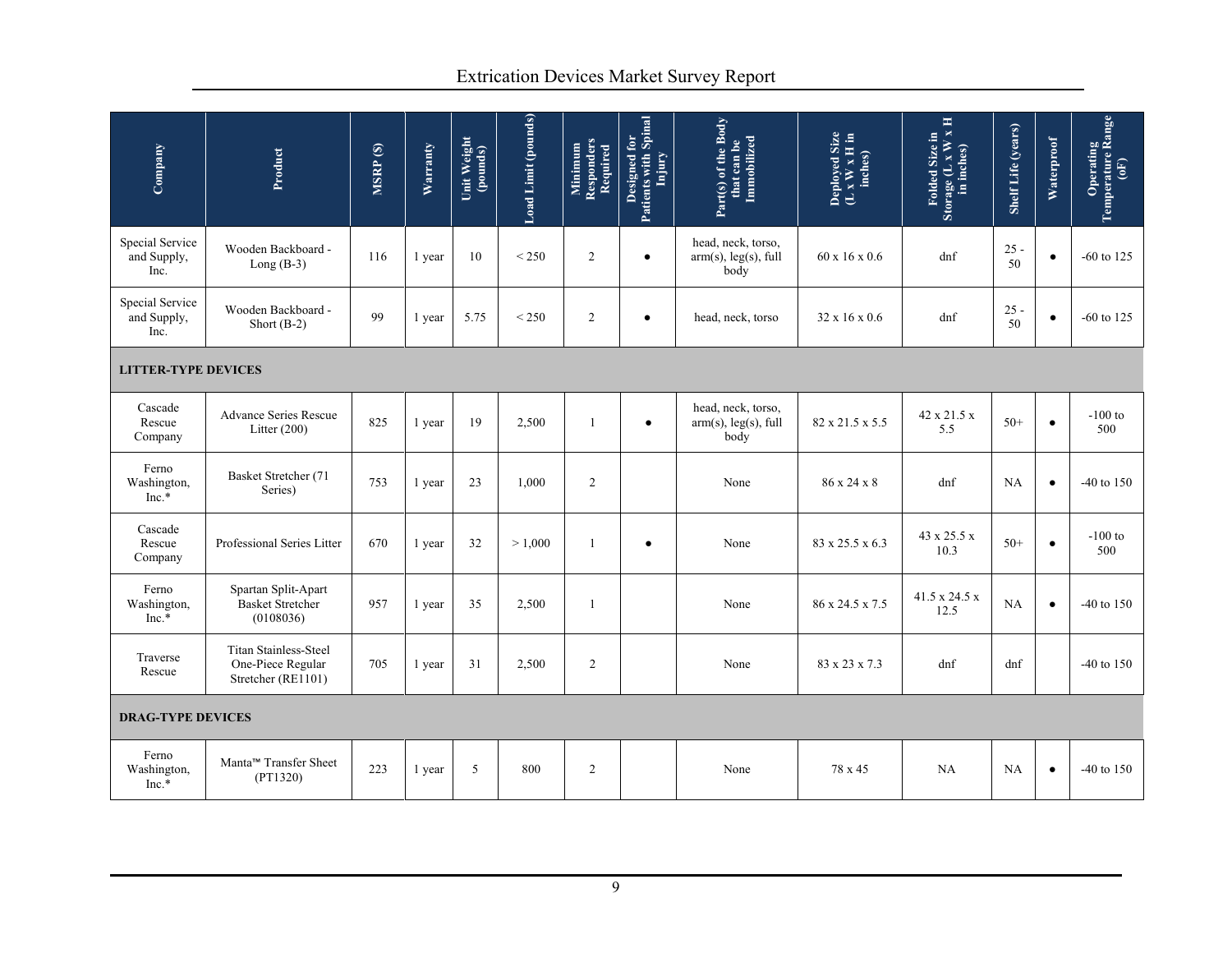| Company | Product | MSRP ($) | Warranty | Unit Weight (pounds) | Load Limit (pounds) | Minimum Responders Required | Designed for Patients with Spinal Injury | Part(s) of the Body that can be Immobilized | Deployed Size (L x W x H in inches) | Folded Size in Storage (L x W x H in inches) | Shelf Life (years) | Waterproof | Operating Temperature Range (oF) |
|---|---|---|---|---|---|---|---|---|---|---|---|---|---|
| Special Service and Supply, Inc. | Wooden Backboard - Long (B-3) | 116 | 1 year | 10 | < 250 | 2 | ● | head, neck, torso, arm(s), leg(s), full body | 60 x 16 x 0.6 | dnf | 25 - 50 | ● | -60 to 125 |
| Special Service and Supply, Inc. | Wooden Backboard - Short (B-2) | 99 | 1 year | 5.75 | < 250 | 2 | ● | head, neck, torso | 32 x 16 x 0.6 | dnf | 25 - 50 | ● | -60 to 125 |
| **LITTER-TYPE DEVICES** | | | | | | | | | | | | | |
| Cascade Rescue Company | Advance Series Rescue Litter (200) | 825 | 1 year | 19 | 2,500 | 1 | ● | head, neck, torso, arm(s), leg(s), full body | 82 x 21.5 x 5.5 | 42 x 21.5 x 5.5 | 50+ | ● | -100 to 500 |
| Ferno Washington, Inc.* | Basket Stretcher (71 Series) | 753 | 1 year | 23 | 1,000 | 2 | | None | 86 x 24 x 8 | dnf | NA | ● | -40 to 150 |
| Cascade Rescue Company | Professional Series Litter | 670 | 1 year | 32 | > 1,000 | 1 | ● | None | 83 x 25.5 x 6.3 | 43 x 25.5 x 10.3 | 50+ | ● | -100 to 500 |
| Ferno Washington, Inc.* | Spartan Split-Apart Basket Stretcher (0108036) | 957 | 1 year | 35 | 2,500 | 1 | | None | 86 x 24.5 x 7.5 | 41.5 x 24.5 x 12.5 | NA | ● | -40 to 150 |
| Traverse Rescue | Titan Stainless-Steel One-Piece Regular Stretcher (RE1101) | 705 | 1 year | 31 | 2,500 | 2 | | None | 83 x 23 x 7.3 | dnf | dnf | | -40 to 150 |
| **DRAG-TYPE DEVICES** | | | | | | | | | | | | | |
| Ferno Washington, Inc.* | Manta™ Transfer Sheet (PT1320) | 223 | 1 year | 5 | 800 | 2 | | None | 78 x 45 | NA | NA | ● | -40 to 150 |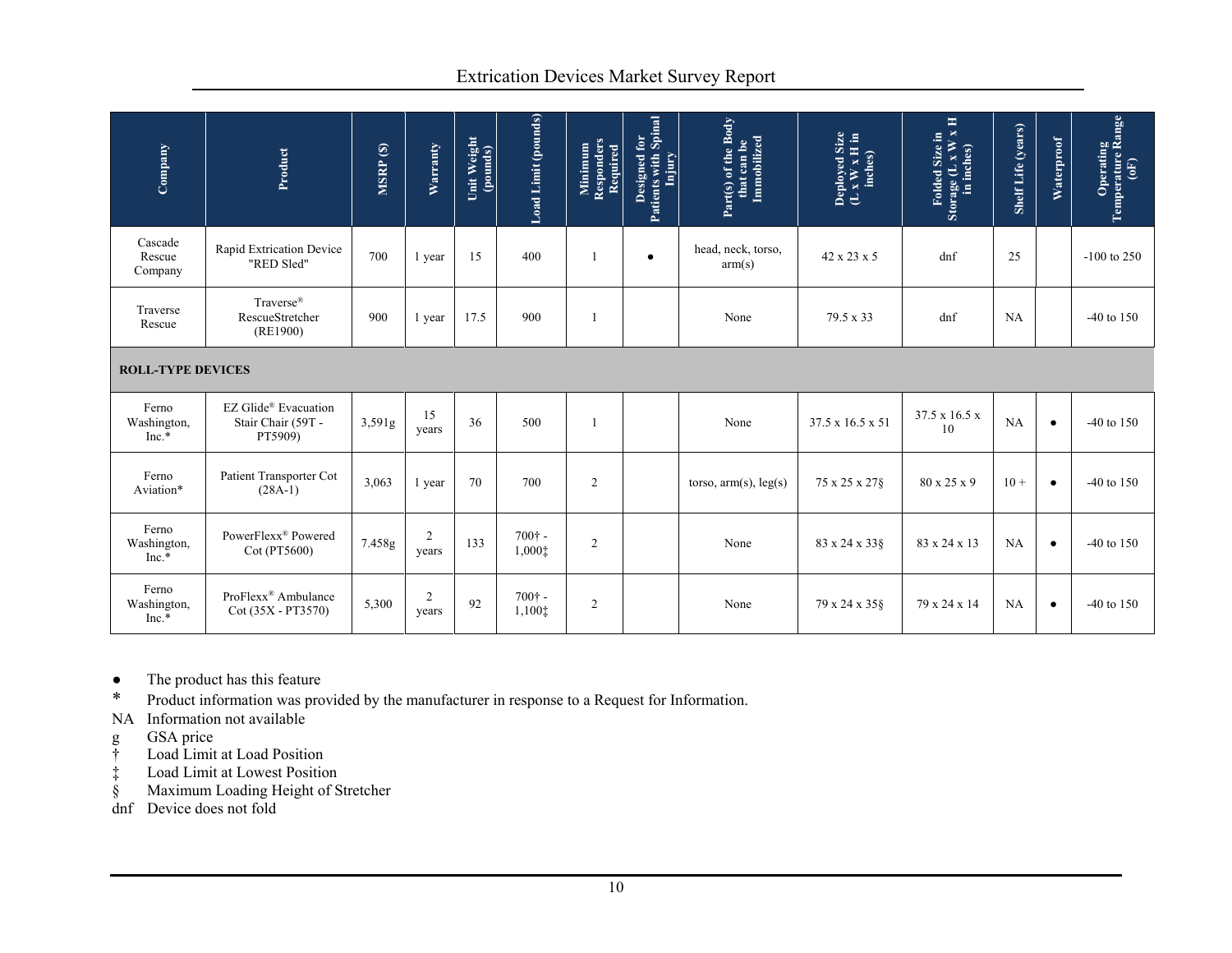| Company | Product | MSRP ($) | Warranty | Unit Weight (pounds) | Load Limit (pounds) | Minimum Responders Required | Designed for Patients with Spinal Injury | Part(s) of the Body that can be Immobilized | Deployed Size (L x W x H in inches) | Folded Size in Storage (L x W x H in inches) | Shelf Life (years) | Waterproof | Operating Temperature Range (oF) |
|---|---|---|---|---|---|---|---|---|---|---|---|---|---|
| Cascade Rescue Company | Rapid Extrication Device "RED Sled" | 700 | 1 year | 15 | 400 | 1 | ● | head, neck, torso, arm(s) | 42 x 23 x 5 | dnf | 25 | | -100 to 250 |
| Traverse Rescue | Traverse® RescueStretcher (RE1900) | 900 | 1 year | 17.5 | 900 | 1 | | None | 79.5 x 33 | dnf | NA | | -40 to 150 |
| **ROLL-TYPE DEVICES** | | | | | | | | | | | | | |
| Ferno Washington, Inc.* | EZ Glide® Evacuation Stair Chair (59T - PT5909) | 3,591g | 15 years | 36 | 500 | 1 | | None | 37.5 x 16.5 x 51 | 37.5 x 16.5 x 10 | NA | ● | -40 to 150 |
| Ferno Aviation* | Patient Transporter Cot (28A-1) | 3,063 | 1 year | 70 | 700 | 2 | | torso, arm(s), leg(s) | 75 x 25 x 27§ | 80 x 25 x 9 | 10 + | ● | -40 to 150 |
| Ferno Washington, Inc.* | PowerFlexx® Powered Cot (PT5600) | 7.458g | 2 years | 133 | 700† - 1,000‡ | 2 | | None | 83 x 24 x 33§ | 83 x 24 x 13 | NA | ● | -40 to 150 |
| Ferno Washington, Inc.* | ProFlexx® Ambulance Cot (35X - PT3570) | 5,300 | 2 years | 92 | 700† - 1,100‡ | 2 | | None | 79 x 24 x 35§ | 79 x 24 x 14 | NA | ● | -40 to 150 |

● The product has this feature
\* Product information was provided by the manufacturer in response to a Request for Information.
NA Information not available
g GSA price
† Load Limit at Load Position
‡ Load Limit at Lowest Position
§ Maximum Loading Height of Stretcher
dnf Device does not fold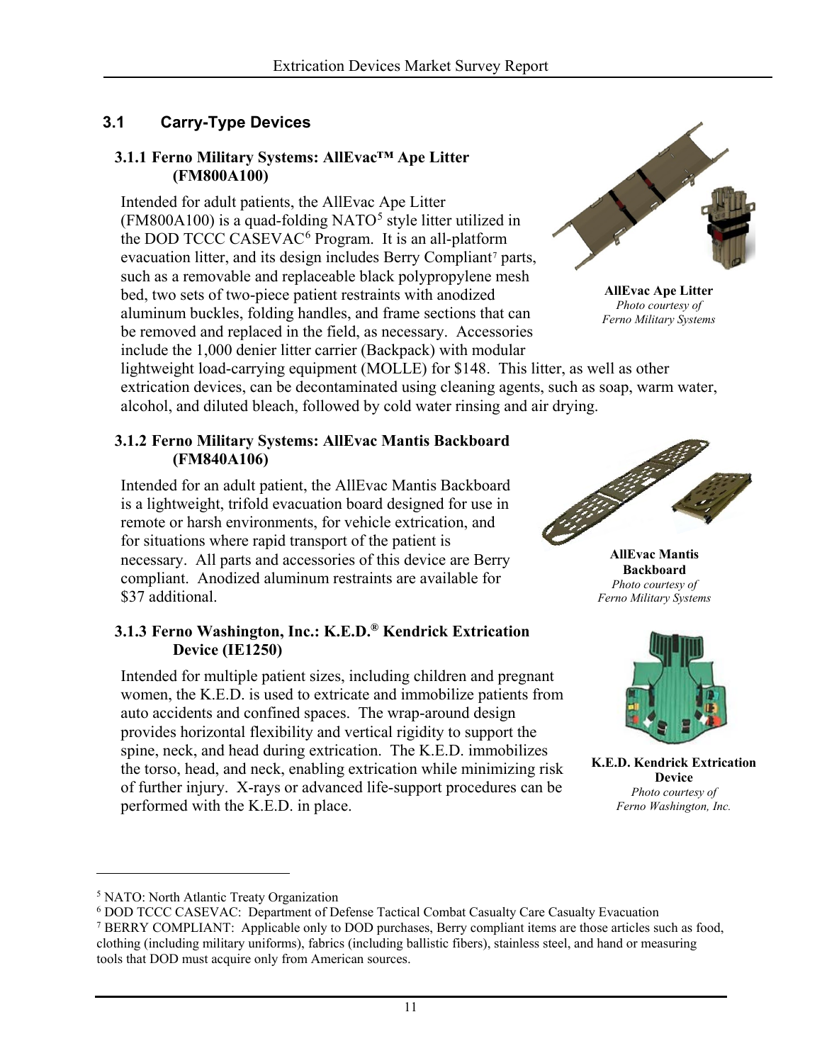## 3.1 Carry-Type Devices

### 3.1.1 Ferno Military Systems: AllEvac™ Ape Litter (FM800A100)

Intended for adult patients, the AllEvac Ape Litter (FM800A100) is a quad-folding NATO[5] style litter utilized in the DOD TCCC CASEVAC[6] Program. It is an all-platform evacuation litter, and its design includes Berry Compliant[7] parts, such as a removable and replaceable black polypropylene mesh bed, two sets of two-piece patient restraints with anodized aluminum buckles, folding handles, and frame sections that can be removed and replaced in the field, as necessary. Accessories include the 1,000 denier litter carrier (Backpack) with modular lightweight load-carrying equipment (MOLLE) for $148. This litter, as well as other extrication devices, can be decontaminated using cleaning agents, such as soap, warm water, alcohol, and diluted bleach, followed by cold water rinsing and air drying.

**AllEvac Ape Litter**
*Photo courtesy of Ferno Military Systems*

### 3.1.2 Ferno Military Systems: AllEvac Mantis Backboard (FM840A106)

Intended for an adult patient, the AllEvac Mantis Backboard is a lightweight, trifold evacuation board designed for use in remote or harsh environments, for vehicle extrication, and for situations where rapid transport of the patient is necessary. All parts and accessories of this device are Berry compliant. Anodized aluminum restraints are available for $37 additional.

**AllEvac Mantis Backboard**
*Photo courtesy of Ferno Military Systems*

### 3.1.3 Ferno Washington, Inc.: K.E.D.® Kendrick Extrication Device (IE1250)

Intended for multiple patient sizes, including children and pregnant women, the K.E.D. is used to extricate and immobilize patients from auto accidents and confined spaces. The wrap-around design provides horizontal flexibility and vertical rigidity to support the spine, neck, and head during extrication. The K.E.D. immobilizes the torso, head, and neck, enabling extrication while minimizing risk of further injury. X-rays or advanced life-support procedures can be performed with the K.E.D. in place.

**K.E.D. Kendrick Extrication Device**
*Photo courtesy of Ferno Washington, Inc.*

---

[5] NATO: North Atlantic Treaty Organization

[6] DOD TCCC CASEVAC: Department of Defense Tactical Combat Casualty Care Casualty Evacuation

[7] BERRY COMPLIANT: Applicable only to DOD purchases, Berry compliant items are those articles such as food, clothing (including military uniforms), fabrics (including ballistic fibers), stainless steel, and hand or measuring tools that DOD must acquire only from American sources.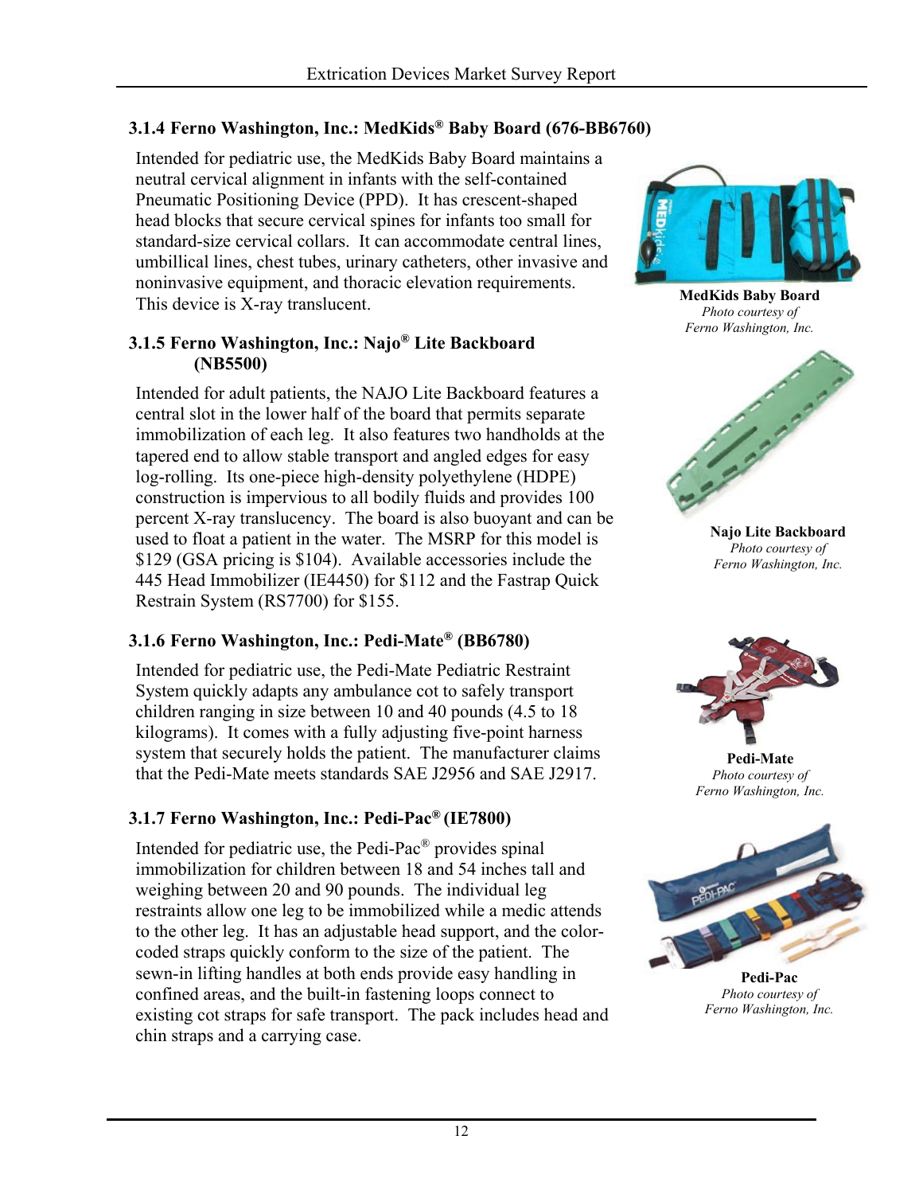### 3.1.4 Ferno Washington, Inc.: MedKids® Baby Board (676-BB6760)

Intended for pediatric use, the MedKids Baby Board maintains a neutral cervical alignment in infants with the self-contained Pneumatic Positioning Device (PPD). It has crescent-shaped head blocks that secure cervical spines for infants too small for standard-size cervical collars. It can accommodate central lines, umbillical lines, chest tubes, urinary catheters, other invasive and noninvasive equipment, and thoracic elevation requirements. This device is X-ray translucent.

**MedKids Baby Board**
*Photo courtesy of Ferno Washington, Inc.*

### 3.1.5 Ferno Washington, Inc.: Najo® Lite Backboard (NB5500)

Intended for adult patients, the NAJO Lite Backboard features a central slot in the lower half of the board that permits separate immobilization of each leg. It also features two handholds at the tapered end to allow stable transport and angled edges for easy log-rolling. Its one-piece high-density polyethylene (HDPE) construction is impervious to all bodily fluids and provides 100 percent X-ray translucency. The board is also buoyant and can be used to float a patient in the water. The MSRP for this model is $129 (GSA pricing is $104). Available accessories include the 445 Head Immobilizer (IE4450) for $112 and the Fastrap Quick Restrain System (RS7700) for $155.

**Najo Lite Backboard**
*Photo courtesy of Ferno Washington, Inc.*

### 3.1.6 Ferno Washington, Inc.: Pedi-Mate® (BB6780)

Intended for pediatric use, the Pedi-Mate Pediatric Restraint System quickly adapts any ambulance cot to safely transport children ranging in size between 10 and 40 pounds (4.5 to 18 kilograms). It comes with a fully adjusting five-point harness system that securely holds the patient. The manufacturer claims that the Pedi-Mate meets standards SAE J2956 and SAE J2917.

**Pedi-Mate**
*Photo courtesy of Ferno Washington, Inc.*

### 3.1.7 Ferno Washington, Inc.: Pedi-Pac® (IE7800)

Intended for pediatric use, the Pedi-Pac® provides spinal immobilization for children between 18 and 54 inches tall and weighing between 20 and 90 pounds. The individual leg restraints allow one leg to be immobilized while a medic attends to the other leg. It has an adjustable head support, and the color-coded straps quickly conform to the size of the patient. The sewn-in lifting handles at both ends provide easy handling in confined areas, and the built-in fastening loops connect to existing cot straps for safe transport. The pack includes head and chin straps and a carrying case.

**Pedi-Pac**
*Photo courtesy of Ferno Washington, Inc.*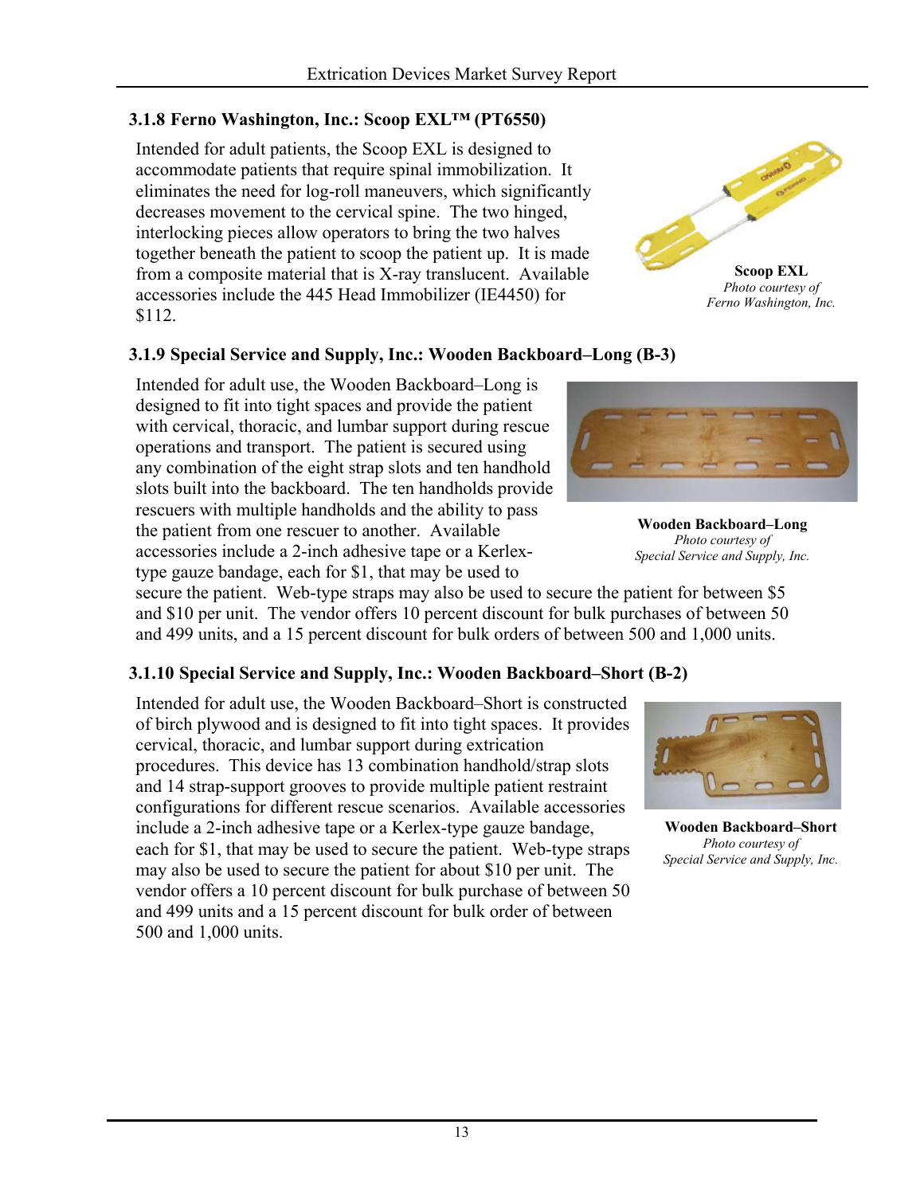### 3.1.8 Ferno Washington, Inc.: Scoop EXL™ (PT6550)

Intended for adult patients, the Scoop EXL is designed to accommodate patients that require spinal immobilization. It eliminates the need for log-roll maneuvers, which significantly decreases movement to the cervical spine. The two hinged, interlocking pieces allow operators to bring the two halves together beneath the patient to scoop the patient up. It is made from a composite material that is X-ray translucent. Available accessories include the 445 Head Immobilizer (IE4450) for $112.

**Scoop EXL**
*Photo courtesy of Ferno Washington, Inc.*

### 3.1.9 Special Service and Supply, Inc.: Wooden Backboard–Long (B-3)

Intended for adult use, the Wooden Backboard–Long is designed to fit into tight spaces and provide the patient with cervical, thoracic, and lumbar support during rescue operations and transport. The patient is secured using any combination of the eight strap slots and ten handhold slots built into the backboard. The ten handholds provide rescuers with multiple handholds and the ability to pass the patient from one rescuer to another. Available accessories include a 2-inch adhesive tape or a Kerlex-type gauze bandage, each for $1, that may be used to secure the patient. Web-type straps may also be used to secure the patient for between $5 and $10 per unit. The vendor offers 10 percent discount for bulk purchases of between 50 and 499 units, and a 15 percent discount for bulk orders of between 500 and 1,000 units.

**Wooden Backboard–Long**
*Photo courtesy of Special Service and Supply, Inc.*

### 3.1.10 Special Service and Supply, Inc.: Wooden Backboard–Short (B-2)

Intended for adult use, the Wooden Backboard–Short is constructed of birch plywood and is designed to fit into tight spaces. It provides cervical, thoracic, and lumbar support during extrication procedures. This device has 13 combination handhold/strap slots and 14 strap-support grooves to provide multiple patient restraint configurations for different rescue scenarios. Available accessories include a 2-inch adhesive tape or a Kerlex-type gauze bandage, each for $1, that may be used to secure the patient. Web-type straps may also be used to secure the patient for about $10 per unit. The vendor offers a 10 percent discount for bulk purchase of between 50 and 499 units and a 15 percent discount for bulk order of between 500 and 1,000 units.

**Wooden Backboard–Short**
*Photo courtesy of Special Service and Supply, Inc.*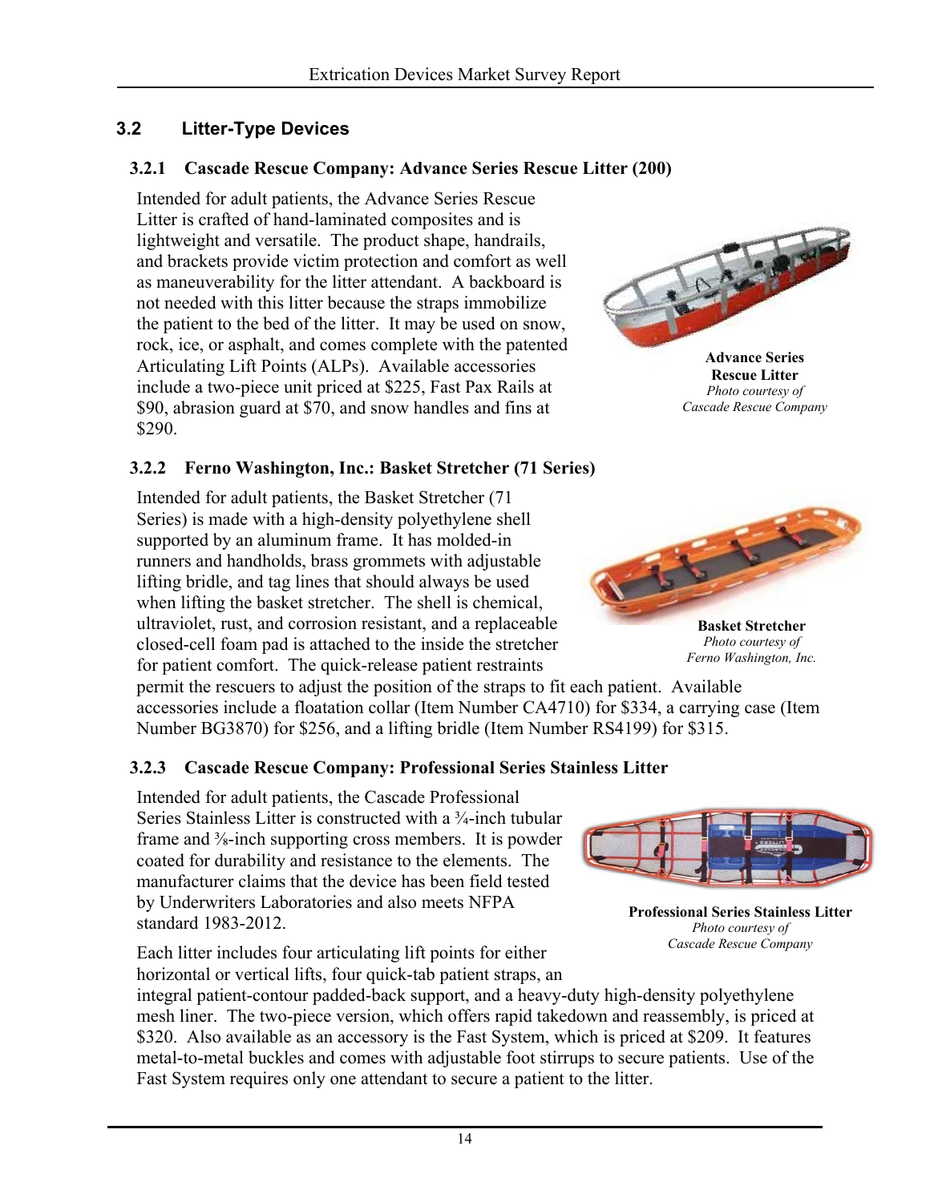## 3.2 Litter-Type Devices

### 3.2.1 Cascade Rescue Company: Advance Series Rescue Litter (200)

Intended for adult patients, the Advance Series Rescue Litter is crafted of hand-laminated composites and is lightweight and versatile. The product shape, handrails, and brackets provide victim protection and comfort as well as maneuverability for the litter attendant. A backboard is not needed with this litter because the straps immobilize the patient to the bed of the litter. It may be used on snow, rock, ice, or asphalt, and comes complete with the patented Articulating Lift Points (ALPs). Available accessories include a two-piece unit priced at $225, Fast Pax Rails at $90, abrasion guard at $70, and snow handles and fins at $290.

**Advance Series Rescue Litter**
*Photo courtesy of Cascade Rescue Company*

### 3.2.2 Ferno Washington, Inc.: Basket Stretcher (71 Series)

Intended for adult patients, the Basket Stretcher (71 Series) is made with a high-density polyethylene shell supported by an aluminum frame. It has molded-in runners and handholds, brass grommets with adjustable lifting bridle, and tag lines that should always be used when lifting the basket stretcher. The shell is chemical, ultraviolet, rust, and corrosion resistant, and a replaceable closed-cell foam pad is attached to the inside the stretcher for patient comfort. The quick-release patient restraints permit the rescuers to adjust the position of the straps to fit each patient. Available accessories include a floatation collar (Item Number CA4710) for $334, a carrying case (Item Number BG3870) for $256, and a lifting bridle (Item Number RS4199) for $315.

**Basket Stretcher**
*Photo courtesy of Ferno Washington, Inc.*

### 3.2.3 Cascade Rescue Company: Professional Series Stainless Litter

Intended for adult patients, the Cascade Professional Series Stainless Litter is constructed with a ¾-inch tubular frame and ⅜-inch supporting cross members. It is powder coated for durability and resistance to the elements. The manufacturer claims that the device has been field tested by Underwriters Laboratories and also meets NFPA standard 1983-2012.

**Professional Series Stainless Litter**
*Photo courtesy of Cascade Rescue Company*

Each litter includes four articulating lift points for either horizontal or vertical lifts, four quick-tab patient straps, an integral patient-contour padded-back support, and a heavy-duty high-density polyethylene mesh liner. The two-piece version, which offers rapid takedown and reassembly, is priced at $320. Also available as an accessory is the Fast System, which is priced at $209. It features metal-to-metal buckles and comes with adjustable foot stirrups to secure patients. Use of the Fast System requires only one attendant to secure a patient to the litter.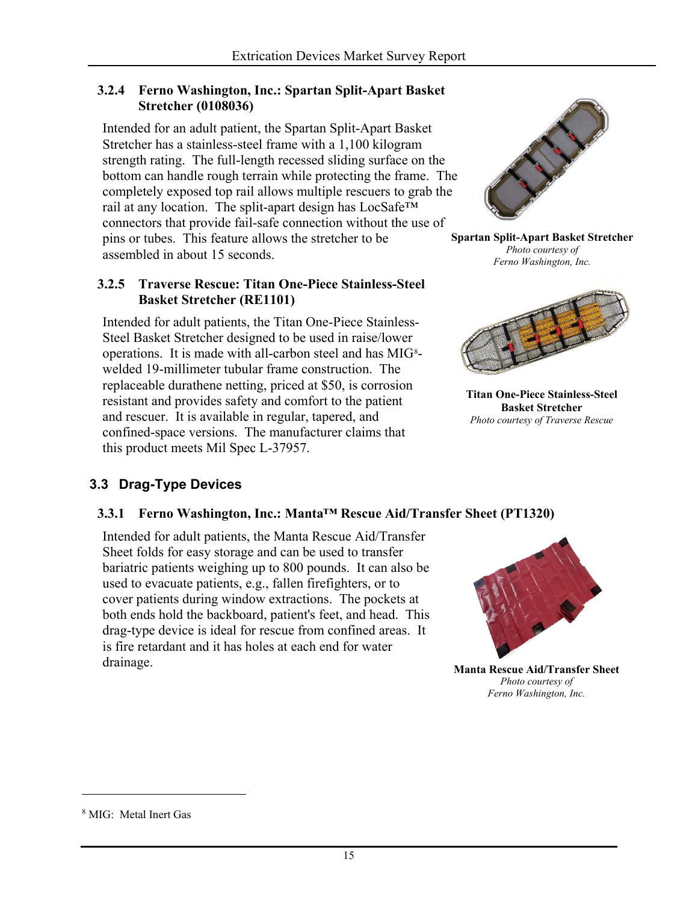#### 3.2.4 Ferno Washington, Inc.: Spartan Split-Apart Basket Stretcher (0108036)

Intended for an adult patient, the Spartan Split-Apart Basket Stretcher has a stainless-steel frame with a 1,100 kilogram strength rating. The full-length recessed sliding surface on the bottom can handle rough terrain while protecting the frame. The completely exposed top rail allows multiple rescuers to grab the rail at any location. The split-apart design has LocSafe™ connectors that provide fail-safe connection without the use of pins or tubes. This feature allows the stretcher to be assembled in about 15 seconds.

**Spartan Split-Apart Basket Stretcher**
*Photo courtesy of Ferno Washington, Inc.*

#### 3.2.5 Traverse Rescue: Titan One-Piece Stainless-Steel Basket Stretcher (RE1101)

Intended for adult patients, the Titan One-Piece Stainless-Steel Basket Stretcher designed to be used in raise/lower operations. It is made with all-carbon steel and has MIG[8]-welded 19-millimeter tubular frame construction. The replaceable durathene netting, priced at $50, is corrosion resistant and provides safety and comfort to the patient and rescuer. It is available in regular, tapered, and confined-space versions. The manufacturer claims that this product meets Mil Spec L-37957.

**Titan One-Piece Stainless-Steel Basket Stretcher**
*Photo courtesy of Traverse Rescue*

### 3.3 Drag-Type Devices

#### 3.3.1 Ferno Washington, Inc.: Manta™ Rescue Aid/Transfer Sheet (PT1320)

Intended for adult patients, the Manta Rescue Aid/Transfer Sheet folds for easy storage and can be used to transfer bariatric patients weighing up to 800 pounds. It can also be used to evacuate patients, e.g., fallen firefighters, or to cover patients during window extractions. The pockets at both ends hold the backboard, patient's feet, and head. This drag-type device is ideal for rescue from confined areas. It is fire retardant and it has holes at each end for water drainage.

**Manta Rescue Aid/Transfer Sheet**
*Photo courtesy of Ferno Washington, Inc.*

---

[8] MIG: Metal Inert Gas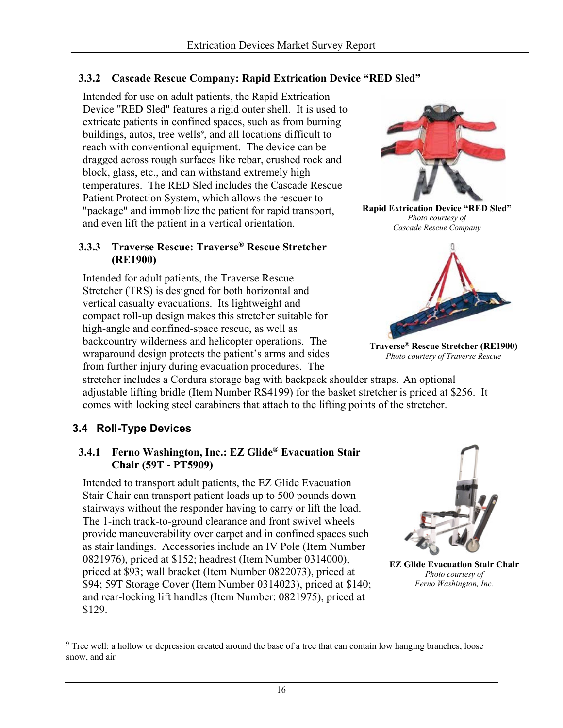### 3.3.2 Cascade Rescue Company: Rapid Extrication Device "RED Sled"

Intended for use on adult patients, the Rapid Extrication Device "RED Sled" features a rigid outer shell. It is used to extricate patients in confined spaces, such as from burning buildings, autos, tree wells[9], and all locations difficult to reach with conventional equipment. The device can be dragged across rough surfaces like rebar, crushed rock and block, glass, etc., and can withstand extremely high temperatures. The RED Sled includes the Cascade Rescue Patient Protection System, which allows the rescuer to "package" and immobilize the patient for rapid transport, and even lift the patient in a vertical orientation.

**Rapid Extrication Device "RED Sled"**
*Photo courtesy of Cascade Rescue Company*

### 3.3.3 Traverse Rescue: Traverse® Rescue Stretcher (RE1900)

Intended for adult patients, the Traverse Rescue Stretcher (TRS) is designed for both horizontal and vertical casualty evacuations. Its lightweight and compact roll-up design makes this stretcher suitable for high-angle and confined-space rescue, as well as backcountry wilderness and helicopter operations. The wraparound design protects the patient's arms and sides from further injury during evacuation procedures. The stretcher includes a Cordura storage bag with backpack shoulder straps. An optional adjustable lifting bridle (Item Number RS4199) for the basket stretcher is priced at $256. It comes with locking steel carabiners that attach to the lifting points of the stretcher.

**Traverse® Rescue Stretcher (RE1900)**
*Photo courtesy of Traverse Rescue*

## 3.4 Roll-Type Devices

### 3.4.1 Ferno Washington, Inc.: EZ Glide® Evacuation Stair Chair (59T - PT5909)

Intended to transport adult patients, the EZ Glide Evacuation Stair Chair can transport patient loads up to 500 pounds down stairways without the responder having to carry or lift the load. The 1-inch track-to-ground clearance and front swivel wheels provide maneuverability over carpet and in confined spaces such as stair landings. Accessories include an IV Pole (Item Number 0821976), priced at $152; headrest (Item Number 0314000), priced at $93; wall bracket (Item Number 0822073), priced at $94; 59T Storage Cover (Item Number 0314023), priced at $140; and rear-locking lift handles (Item Number: 0821975), priced at $129.

**EZ Glide Evacuation Stair Chair**
*Photo courtesy of Ferno Washington, Inc.*

---

[9] Tree well: a hollow or depression created around the base of a tree that can contain low hanging branches, loose snow, and air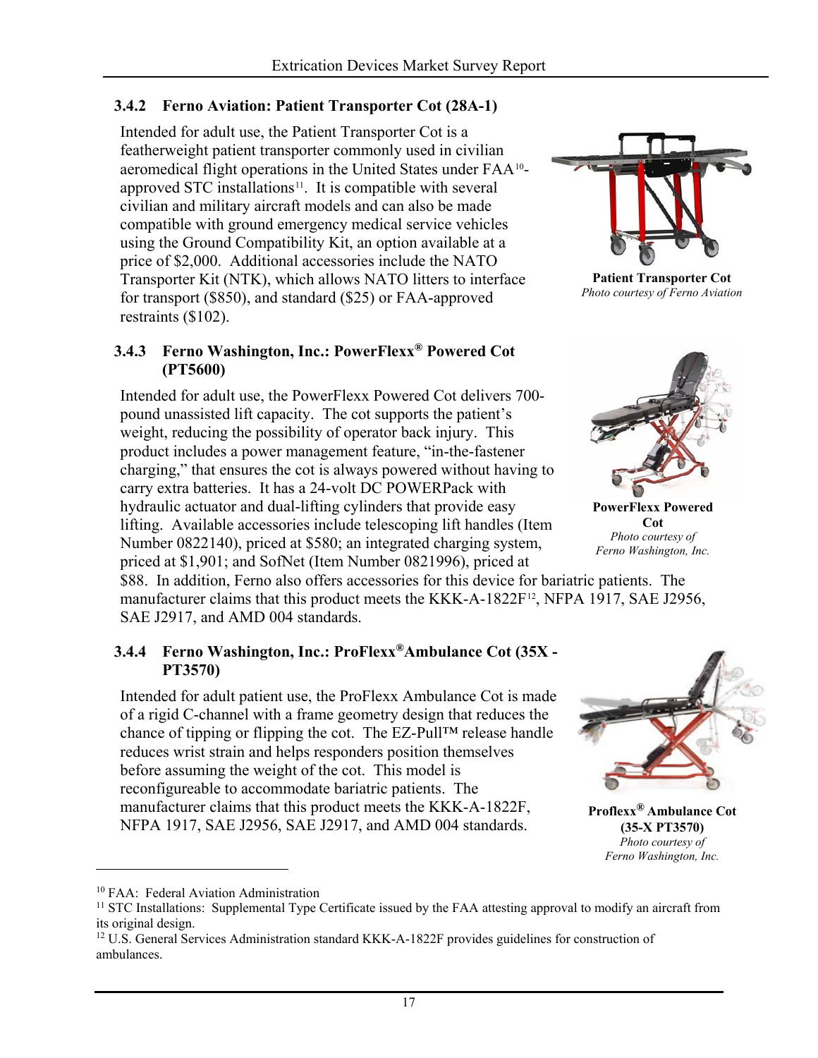### 3.4.2 Ferno Aviation: Patient Transporter Cot (28A-1)

Intended for adult use, the Patient Transporter Cot is a featherweight patient transporter commonly used in civilian aeromedical flight operations in the United States under FAA[10]-approved STC installations[11]. It is compatible with several civilian and military aircraft models and can also be made compatible with ground emergency medical service vehicles using the Ground Compatibility Kit, an option available at a price of $2,000. Additional accessories include the NATO Transporter Kit (NTK), which allows NATO litters to interface for transport ($850), and standard ($25) or FAA-approved restraints ($102).

**Patient Transporter Cot**
*Photo courtesy of Ferno Aviation*

### 3.4.3 Ferno Washington, Inc.: PowerFlexx® Powered Cot (PT5600)

Intended for adult use, the PowerFlexx Powered Cot delivers 700-pound unassisted lift capacity. The cot supports the patient's weight, reducing the possibility of operator back injury. This product includes a power management feature, "in-the-fastener charging," that ensures the cot is always powered without having to carry extra batteries. It has a 24-volt DC POWERPack with hydraulic actuator and dual-lifting cylinders that provide easy lifting. Available accessories include telescoping lift handles (Item Number 0822140), priced at $580; an integrated charging system, priced at $1,901; and SofNet (Item Number 0821996), priced at $88. In addition, Ferno also offers accessories for this device for bariatric patients. The manufacturer claims that this product meets the KKK-A-1822F[12], NFPA 1917, SAE J2956, SAE J2917, and AMD 004 standards.

**PowerFlexx Powered Cot**
*Photo courtesy of Ferno Washington, Inc.*

### 3.4.4 Ferno Washington, Inc.: ProFlexx® Ambulance Cot (35X - PT3570)

Intended for adult patient use, the ProFlexx Ambulance Cot is made of a rigid C-channel with a frame geometry design that reduces the chance of tipping or flipping the cot. The EZ-Pull™ release handle reduces wrist strain and helps responders position themselves before assuming the weight of the cot. This model is reconfigureable to accommodate bariatric patients. The manufacturer claims that this product meets the KKK-A-1822F, NFPA 1917, SAE J2956, SAE J2917, and AMD 004 standards.

**Proflexx® Ambulance Cot (35-X PT3570)**
*Photo courtesy of Ferno Washington, Inc.*

---

[10] FAA: Federal Aviation Administration

[11] STC Installations: Supplemental Type Certificate issued by the FAA attesting approval to modify an aircraft from its original design.

[12] U.S. General Services Administration standard KKK-A-1822F provides guidelines for construction of ambulances.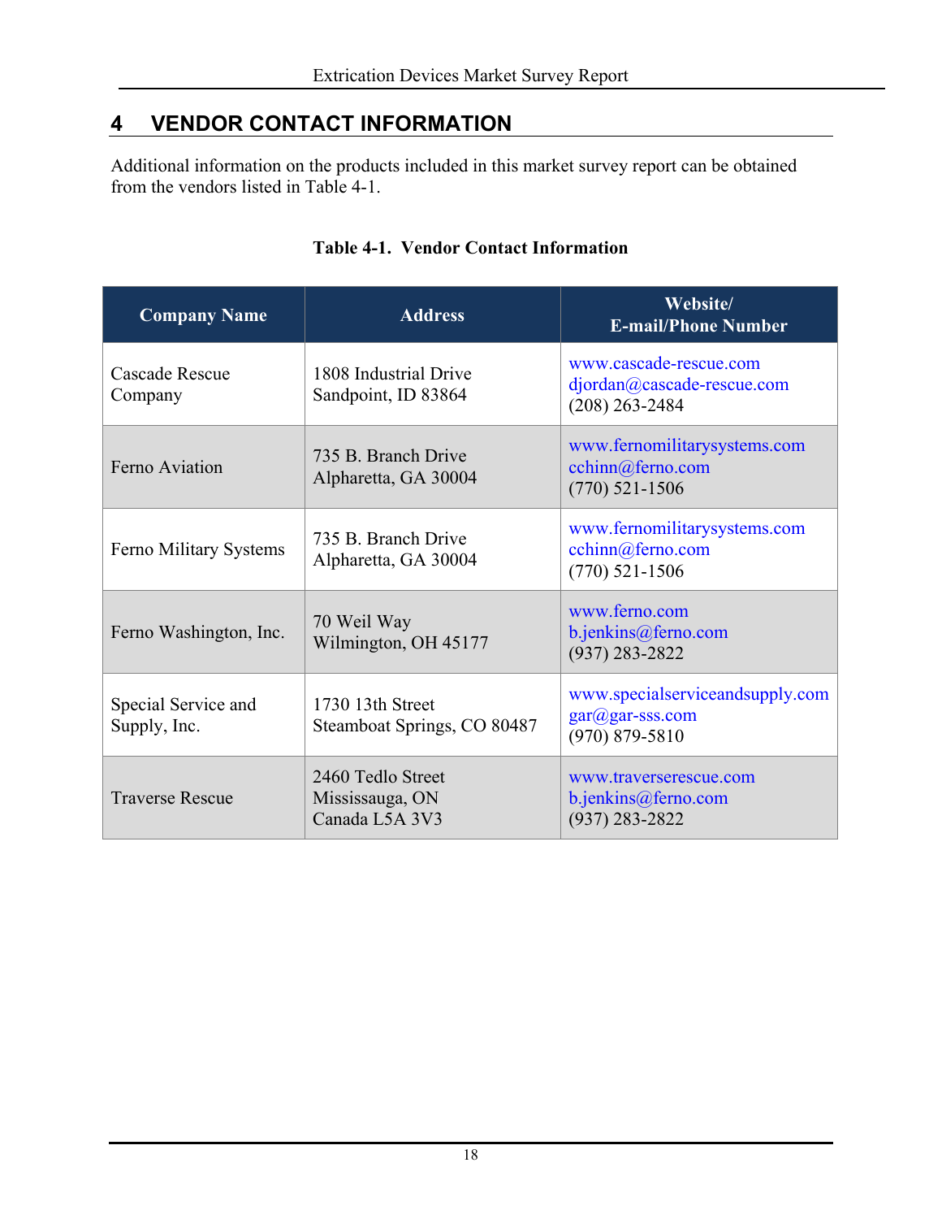# 4 VENDOR CONTACT INFORMATION

Additional information on the products included in this market survey report can be obtained from the vendors listed in Table 4-1.

**Table 4-1. Vendor Contact Information**

| Company Name | Address | Website/ E-mail/Phone Number |
|---|---|---|
| Cascade Rescue Company | 1808 Industrial Drive Sandpoint, ID 83864 | www.cascade-rescue.com djordan@cascade-rescue.com (208) 263-2484 |
| Ferno Aviation | 735 B. Branch Drive Alpharetta, GA 30004 | www.fernomilitarysystems.com cchinn@ferno.com (770) 521-1506 |
| Ferno Military Systems | 735 B. Branch Drive Alpharetta, GA 30004 | www.fernomilitarysystems.com cchinn@ferno.com (770) 521-1506 |
| Ferno Washington, Inc. | 70 Weil Way Wilmington, OH 45177 | www.ferno.com b.jenkins@ferno.com (937) 283-2822 |
| Special Service and Supply, Inc. | 1730 13th Street Steamboat Springs, CO 80487 | www.specialserviceandsupply.com gar@gar-sss.com (970) 879-5810 |
| Traverse Rescue | 2460 Tedlo Street Mississauga, ON Canada L5A 3V3 | www.traverserescue.com b.jenkins@ferno.com (937) 283-2822 |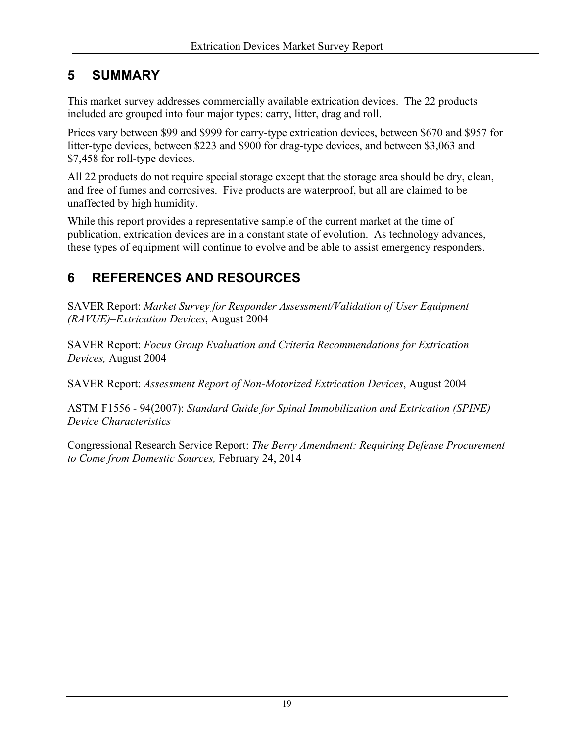## 5 SUMMARY

This market survey addresses commercially available extrication devices. The 22 products included are grouped into four major types: carry, litter, drag and roll.

Prices vary between $99 and $999 for carry-type extrication devices, between $670 and $957 for litter-type devices, between $223 and $900 for drag-type devices, and between $3,063 and $7,458 for roll-type devices.

All 22 products do not require special storage except that the storage area should be dry, clean, and free of fumes and corrosives. Five products are waterproof, but all are claimed to be unaffected by high humidity.

While this report provides a representative sample of the current market at the time of publication, extrication devices are in a constant state of evolution. As technology advances, these types of equipment will continue to evolve and be able to assist emergency responders.

## 6 REFERENCES AND RESOURCES

SAVER Report: *Market Survey for Responder Assessment/Validation of User Equipment (RAVUE)–Extrication Devices*, August 2004

SAVER Report: *Focus Group Evaluation and Criteria Recommendations for Extrication Devices,* August 2004

SAVER Report: *Assessment Report of Non-Motorized Extrication Devices*, August 2004

ASTM F1556 - 94(2007): *Standard Guide for Spinal Immobilization and Extrication (SPINE) Device Characteristics*

Congressional Research Service Report: *The Berry Amendment: Requiring Defense Procurement to Come from Domestic Sources,* February 24, 2014